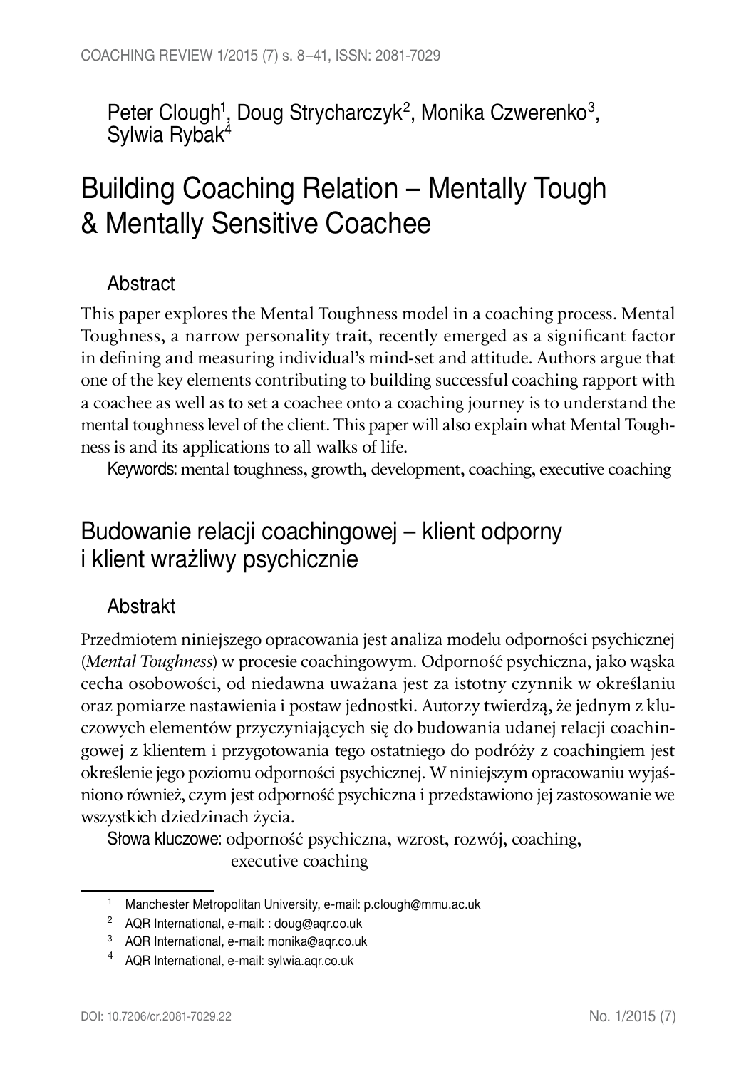Peter Clough[1], Doug Strycharczyk[2], Monika Czwerenko[3], Sylwia Rybak[4]

# Building Coaching Relation – Mentally Tough & Mentally Sensitive Coachee

## Abstract

This paper explores the Mental Toughness model in a coaching process. Mental Toughness, a narrow personality trait, recently emerged as a significant factor in defining and measuring individual's mind-set and attitude. Authors argue that one of the key elements contributing to building successful coaching rapport with a coachee as well as to set a coachee onto a coaching journey is to understand the mental toughness level of the client. This paper will also explain what Mental Toughness is and its applications to all walks of life.

Keywords: mental toughness, growth, development, coaching, executive coaching

# Budowanie relacji coachingowej – klient odporny i klient wrażliwy psychicznie

## Abstrakt

Przedmiotem niniejszego opracowania jest analiza modelu odporności psychicznej (*Mental Toughness*) w procesie coachingowym. Odporność psychiczna, jako wąska cecha osobowości, od niedawna uważana jest za istotny czynnik w określaniu oraz pomiarze nastawienia i postaw jednostki. Autorzy twierdzą, że jednym z kluczowych elementów przyczyniających się do budowania udanej relacji coachingowej z klientem i przygotowania tego ostatniego do podróży z coachingiem jest określenie jego poziomu odporności psychicznej. W niniejszym opracowaniu wyjaśniono również, czym jest odporność psychiczna i przedstawiono jej zastosowanie we wszystkich dziedzinach życia.

Słowa kluczowe: odporność psychiczna, wzrost, rozwój, coaching, executive coaching

---

[1] Manchester Metropolitan University, e-mail: p.clough@mmu.ac.uk

[2] AQR International, e-mail: : doug@aqr.co.uk

[3] AQR International, e-mail: monika@aqr.co.uk

[4] AQR International, e-mail: sylwia.aqr.co.uk

DOI: 10.7206/cr.2081-7029.22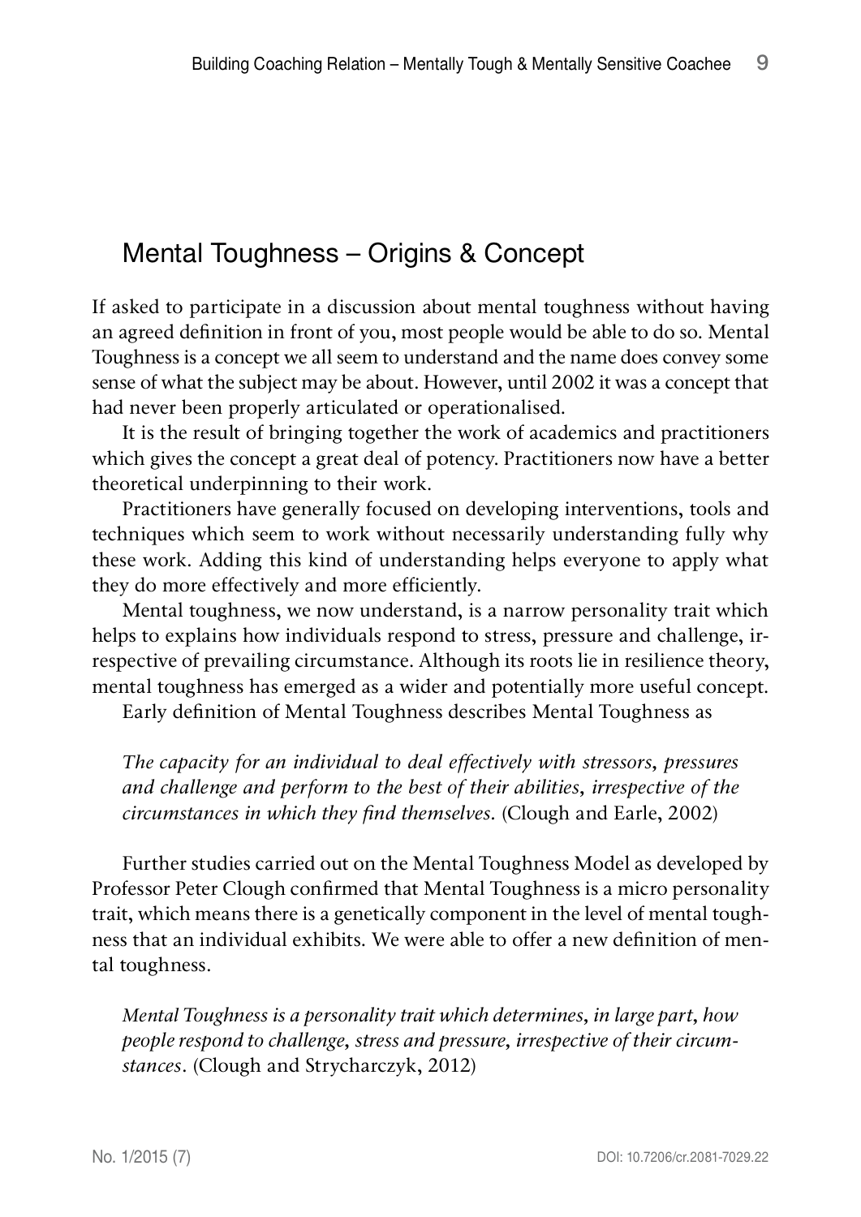## Mental Toughness – Origins & Concept

If asked to participate in a discussion about mental toughness without having an agreed definition in front of you, most people would be able to do so. Mental Toughness is a concept we all seem to understand and the name does convey some sense of what the subject may be about. However, until 2002 it was a concept that had never been properly articulated or operationalised.

It is the result of bringing together the work of academics and practitioners which gives the concept a great deal of potency. Practitioners now have a better theoretical underpinning to their work.

Practitioners have generally focused on developing interventions, tools and techniques which seem to work without necessarily understanding fully why these work. Adding this kind of understanding helps everyone to apply what they do more effectively and more efficiently.

Mental toughness, we now understand, is a narrow personality trait which helps to explains how individuals respond to stress, pressure and challenge, irrespective of prevailing circumstance. Although its roots lie in resilience theory, mental toughness has emerged as a wider and potentially more useful concept.

Early definition of Mental Toughness describes Mental Toughness as

> *The capacity for an individual to deal effectively with stressors, pressures and challenge and perform to the best of their abilities, irrespective of the circumstances in which they find themselves.* (Clough and Earle, 2002)

Further studies carried out on the Mental Toughness Model as developed by Professor Peter Clough confirmed that Mental Toughness is a micro personality trait, which means there is a genetically component in the level of mental toughness that an individual exhibits. We were able to offer a new definition of mental toughness.

> *Mental Toughness is a personality trait which determines, in large part, how people respond to challenge, stress and pressure, irrespective of their circumstances.* (Clough and Strycharczyk, 2012)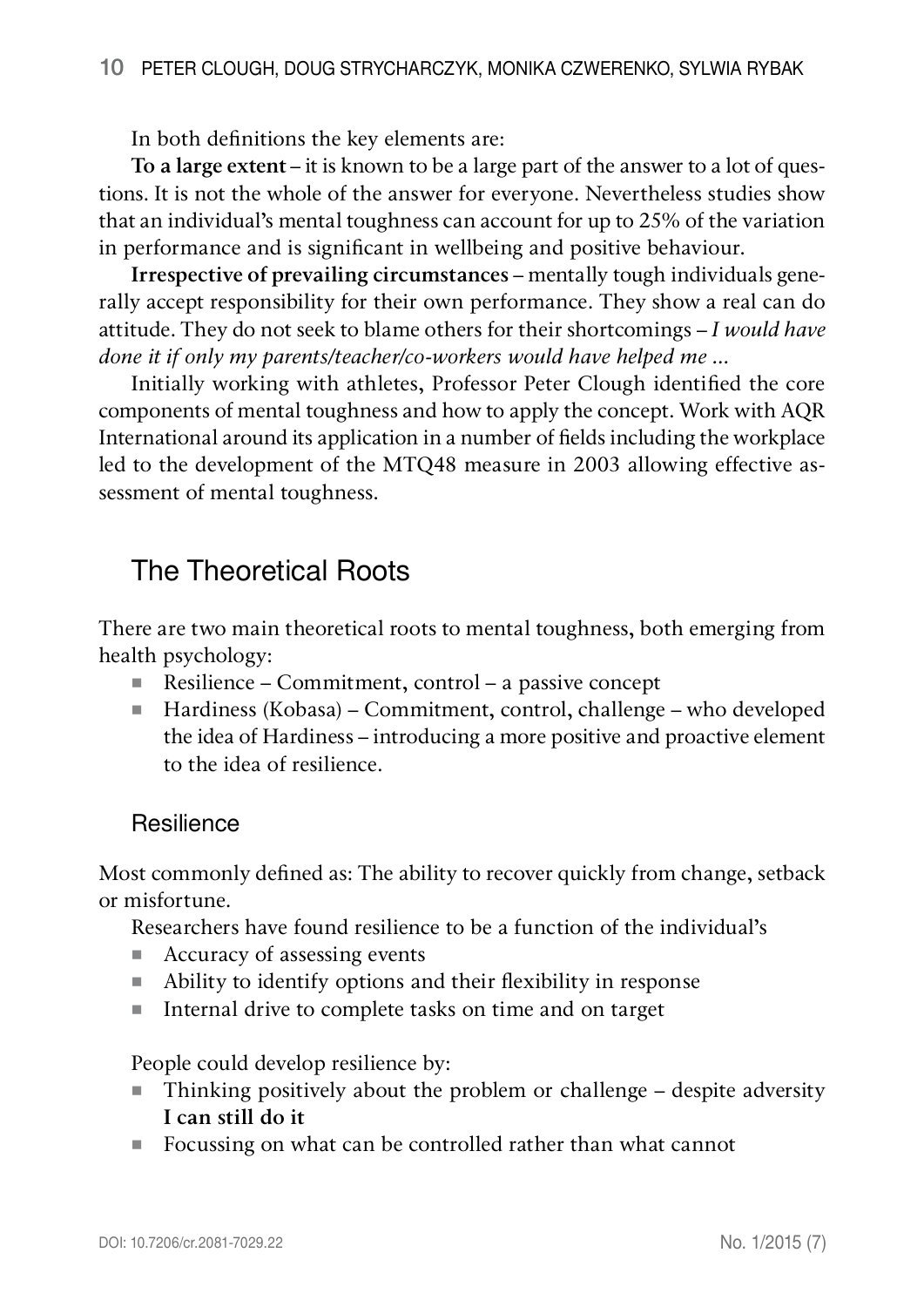In both definitions the key elements are:

**To a large extent** – it is known to be a large part of the answer to a lot of questions. It is not the whole of the answer for everyone. Nevertheless studies show that an individual's mental toughness can account for up to 25% of the variation in performance and is significant in wellbeing and positive behaviour.

**Irrespective of prevailing circumstances** – mentally tough individuals generally accept responsibility for their own performance. They show a real can do attitude. They do not seek to blame others for their shortcomings – *I would have done it if only my parents/teacher/co-workers would have helped me ...*

Initially working with athletes, Professor Peter Clough identified the core components of mental toughness and how to apply the concept. Work with AQR International around its application in a number of fields including the workplace led to the development of the MTQ48 measure in 2003 allowing effective assessment of mental toughness.

## The Theoretical Roots

There are two main theoretical roots to mental toughness, both emerging from health psychology:

- Resilience – Commitment, control – a passive concept
- Hardiness (Kobasa) – Commitment, control, challenge – who developed the idea of Hardiness – introducing a more positive and proactive element to the idea of resilience.

### Resilience

Most commonly defined as: The ability to recover quickly from change, setback or misfortune.

Researchers have found resilience to be a function of the individual's

- Accuracy of assessing events
- Ability to identify options and their flexibility in response
- Internal drive to complete tasks on time and on target

People could develop resilience by:

- Thinking positively about the problem or challenge – despite adversity **I can still do it**
- Focussing on what can be controlled rather than what cannot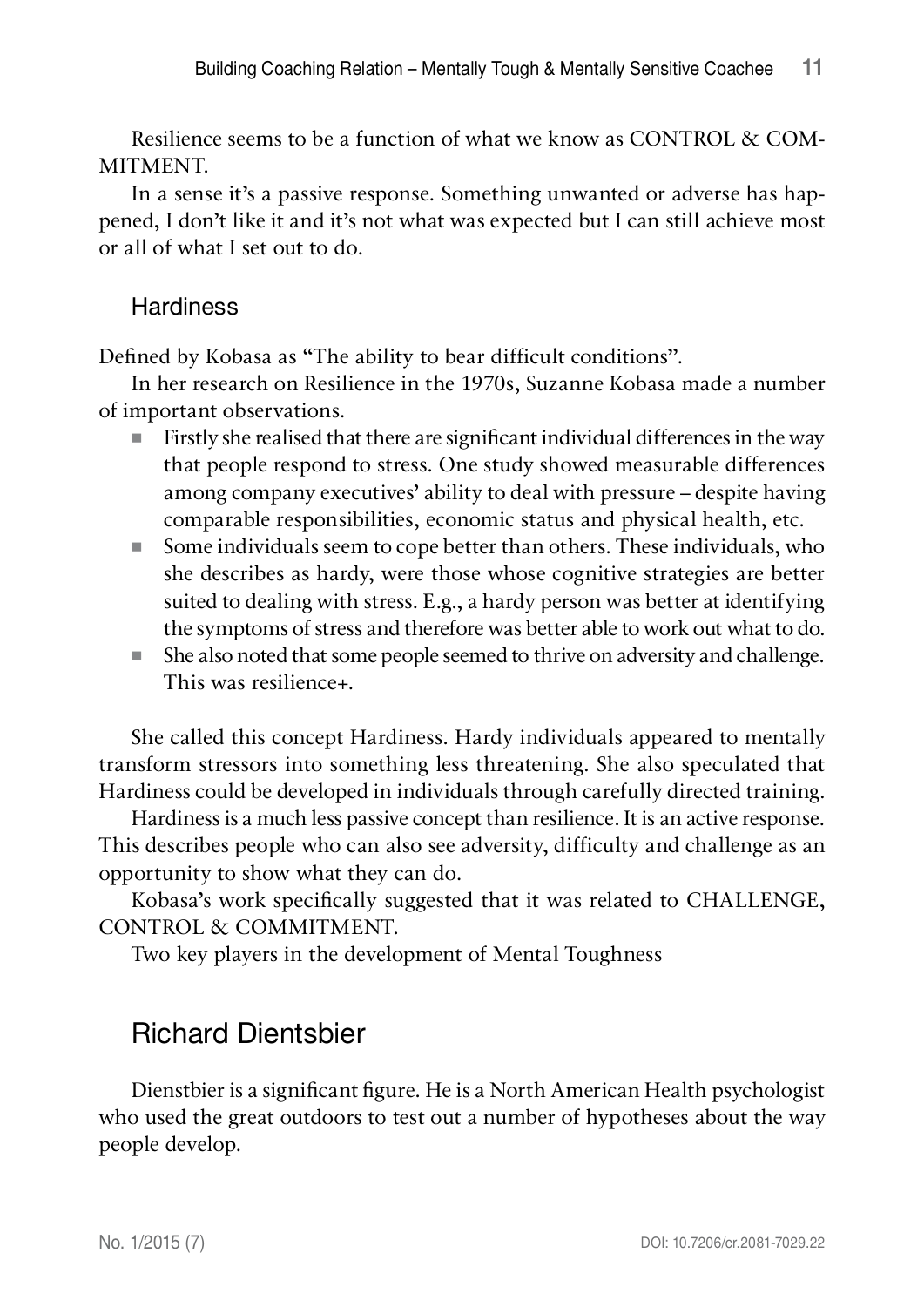Resilience seems to be a function of what we know as CONTROL & COMMITMENT.

In a sense it's a passive response. Something unwanted or adverse has happened, I don't like it and it's not what was expected but I can still achieve most or all of what I set out to do.

### Hardiness

Defined by Kobasa as "The ability to bear difficult conditions".

In her research on Resilience in the 1970s, Suzanne Kobasa made a number of important observations.

- Firstly she realised that there are significant individual differences in the way that people respond to stress. One study showed measurable differences among company executives' ability to deal with pressure – despite having comparable responsibilities, economic status and physical health, etc.
- Some individuals seem to cope better than others. These individuals, who she describes as hardy, were those whose cognitive strategies are better suited to dealing with stress. E.g., a hardy person was better at identifying the symptoms of stress and therefore was better able to work out what to do.
- She also noted that some people seemed to thrive on adversity and challenge. This was resilience+.

She called this concept Hardiness. Hardy individuals appeared to mentally transform stressors into something less threatening. She also speculated that Hardiness could be developed in individuals through carefully directed training.

Hardiness is a much less passive concept than resilience. It is an active response. This describes people who can also see adversity, difficulty and challenge as an opportunity to show what they can do.

Kobasa's work specifically suggested that it was related to CHALLENGE, CONTROL & COMMITMENT.

Two key players in the development of Mental Toughness

## Richard Dientsbier

Dienstbier is a significant figure. He is a North American Health psychologist who used the great outdoors to test out a number of hypotheses about the way people develop.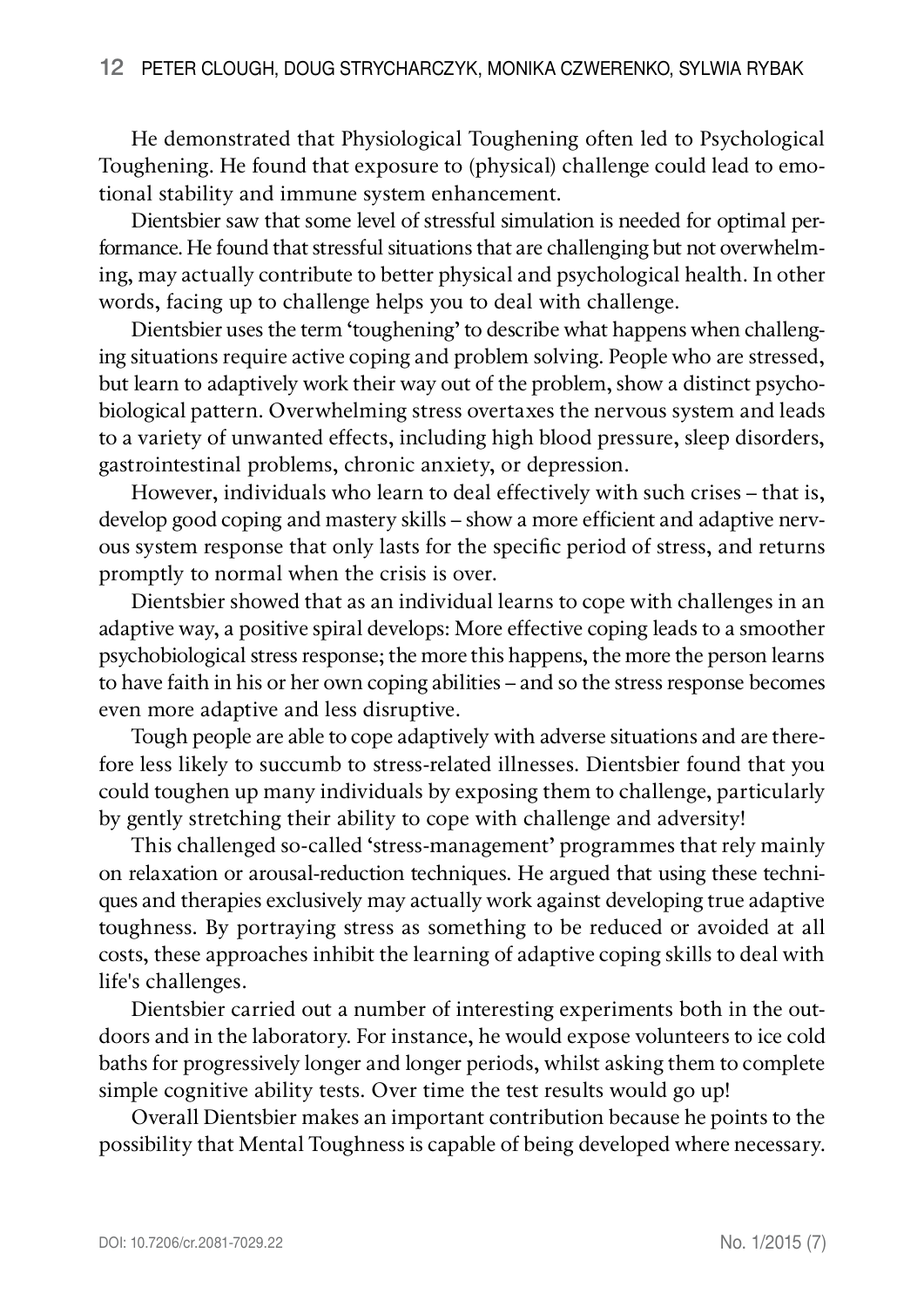He demonstrated that Physiological Toughening often led to Psychological Toughening. He found that exposure to (physical) challenge could lead to emotional stability and immune system enhancement.

Dientsbier saw that some level of stressful simulation is needed for optimal performance. He found that stressful situations that are challenging but not overwhelming, may actually contribute to better physical and psychological health. In other words, facing up to challenge helps you to deal with challenge.

Dientsbier uses the term 'toughening' to describe what happens when challenging situations require active coping and problem solving. People who are stressed, but learn to adaptively work their way out of the problem, show a distinct psychobiological pattern. Overwhelming stress overtaxes the nervous system and leads to a variety of unwanted effects, including high blood pressure, sleep disorders, gastrointestinal problems, chronic anxiety, or depression.

However, individuals who learn to deal effectively with such crises – that is, develop good coping and mastery skills – show a more efficient and adaptive nervous system response that only lasts for the specific period of stress, and returns promptly to normal when the crisis is over.

Dientsbier showed that as an individual learns to cope with challenges in an adaptive way, a positive spiral develops: More effective coping leads to a smoother psychobiological stress response; the more this happens, the more the person learns to have faith in his or her own coping abilities – and so the stress response becomes even more adaptive and less disruptive.

Tough people are able to cope adaptively with adverse situations and are therefore less likely to succumb to stress-related illnesses. Dientsbier found that you could toughen up many individuals by exposing them to challenge, particularly by gently stretching their ability to cope with challenge and adversity!

This challenged so-called 'stress-management' programmes that rely mainly on relaxation or arousal-reduction techniques. He argued that using these techniques and therapies exclusively may actually work against developing true adaptive toughness. By portraying stress as something to be reduced or avoided at all costs, these approaches inhibit the learning of adaptive coping skills to deal with life's challenges.

Dientsbier carried out a number of interesting experiments both in the outdoors and in the laboratory. For instance, he would expose volunteers to ice cold baths for progressively longer and longer periods, whilst asking them to complete simple cognitive ability tests. Over time the test results would go up!

Overall Dientsbier makes an important contribution because he points to the possibility that Mental Toughness is capable of being developed where necessary.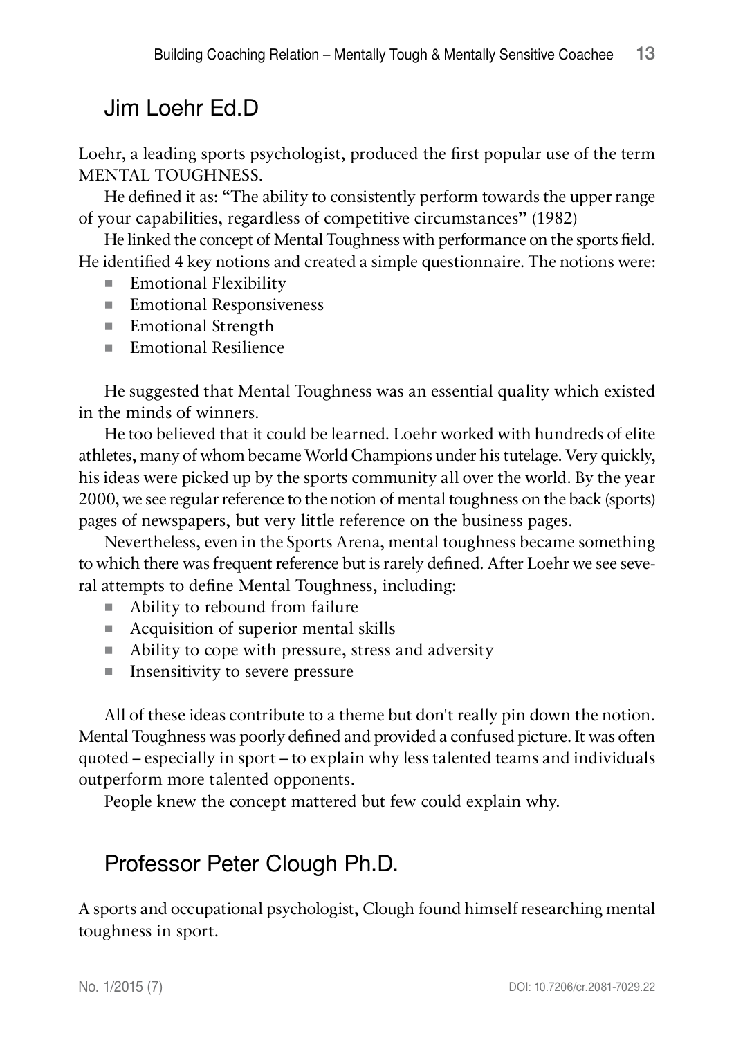## Jim Loehr Ed.D

Loehr, a leading sports psychologist, produced the first popular use of the term MENTAL TOUGHNESS.

He defined it as: "The ability to consistently perform towards the upper range of your capabilities, regardless of competitive circumstances" (1982)

He linked the concept of Mental Toughness with performance on the sports field. He identified 4 key notions and created a simple questionnaire. The notions were:

- Emotional Flexibility
- Emotional Responsiveness
- Emotional Strength
- Emotional Resilience

He suggested that Mental Toughness was an essential quality which existed in the minds of winners.

He too believed that it could be learned. Loehr worked with hundreds of elite athletes, many of whom became World Champions under his tutelage. Very quickly, his ideas were picked up by the sports community all over the world. By the year 2000, we see regular reference to the notion of mental toughness on the back (sports) pages of newspapers, but very little reference on the business pages.

Nevertheless, even in the Sports Arena, mental toughness became something to which there was frequent reference but is rarely defined. After Loehr we see several attempts to define Mental Toughness, including:

- Ability to rebound from failure
- Acquisition of superior mental skills
- Ability to cope with pressure, stress and adversity
- Insensitivity to severe pressure

All of these ideas contribute to a theme but don't really pin down the notion. Mental Toughness was poorly defined and provided a confused picture. It was often quoted – especially in sport – to explain why less talented teams and individuals outperform more talented opponents.

People knew the concept mattered but few could explain why.

## Professor Peter Clough Ph.D.

A sports and occupational psychologist, Clough found himself researching mental toughness in sport.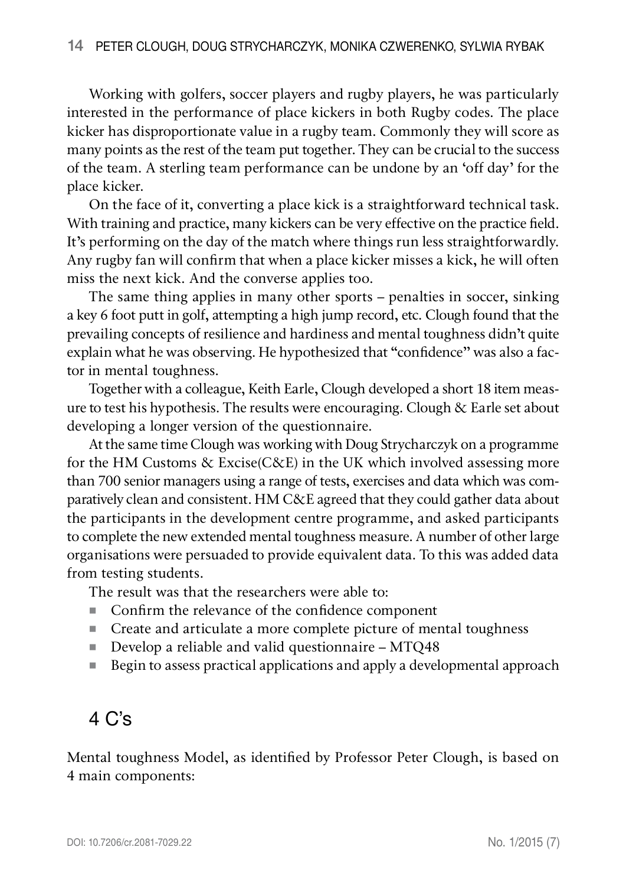Working with golfers, soccer players and rugby players, he was particularly interested in the performance of place kickers in both Rugby codes. The place kicker has disproportionate value in a rugby team. Commonly they will score as many points as the rest of the team put together. They can be crucial to the success of the team. A sterling team performance can be undone by an 'off day' for the place kicker.

On the face of it, converting a place kick is a straightforward technical task. With training and practice, many kickers can be very effective on the practice field. It's performing on the day of the match where things run less straightforwardly. Any rugby fan will confirm that when a place kicker misses a kick, he will often miss the next kick. And the converse applies too.

The same thing applies in many other sports – penalties in soccer, sinking a key 6 foot putt in golf, attempting a high jump record, etc. Clough found that the prevailing concepts of resilience and hardiness and mental toughness didn't quite explain what he was observing. He hypothesized that "confidence" was also a factor in mental toughness.

Together with a colleague, Keith Earle, Clough developed a short 18 item measure to test his hypothesis. The results were encouraging. Clough & Earle set about developing a longer version of the questionnaire.

At the same time Clough was working with Doug Strycharczyk on a programme for the HM Customs & Excise(C&E) in the UK which involved assessing more than 700 senior managers using a range of tests, exercises and data which was comparatively clean and consistent. HM C&E agreed that they could gather data about the participants in the development centre programme, and asked participants to complete the new extended mental toughness measure. A number of other large organisations were persuaded to provide equivalent data. To this was added data from testing students.

The result was that the researchers were able to:

- Confirm the relevance of the confidence component
- Create and articulate a more complete picture of mental toughness
- Develop a reliable and valid questionnaire – MTQ48
- Begin to assess practical applications and apply a developmental approach

## 4 C's

Mental toughness Model, as identified by Professor Peter Clough, is based on 4 main components: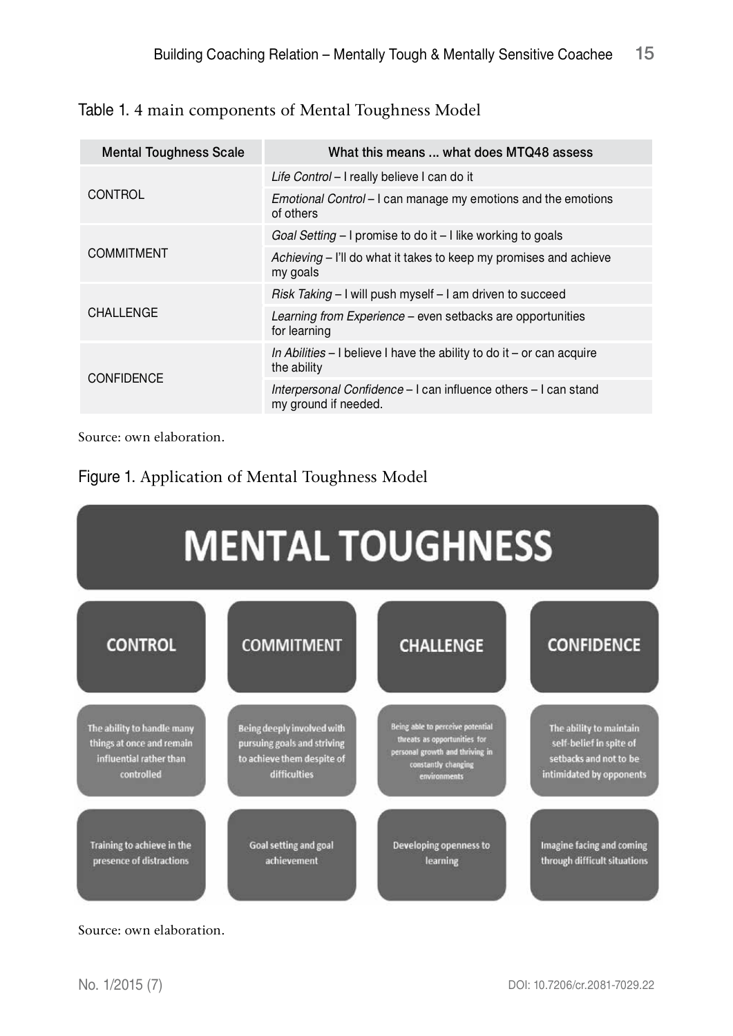Table 1. 4 main components of Mental Toughness Model

| Mental Toughness Scale | What this means ... what does MTQ48 assess |
|---|---|
| CONTROL | *Life Control* – I really believe I can do it |
| | *Emotional Control* – I can manage my emotions and the emotions of others |
| COMMITMENT | *Goal Setting* – I promise to do it – I like working to goals |
| | *Achieving* – I'll do what it takes to keep my promises and achieve my goals |
| CHALLENGE | *Risk Taking* – I will push myself – I am driven to succeed |
| | *Learning from Experience* – even setbacks are opportunities for learning |
| CONFIDENCE | *In Abilities* – I believe I have the ability to do it – or can acquire the ability |
| | *Interpersonal Confidence* – I can influence others – I can stand my ground if needed. |

Source: own elaboration.

Figure 1. Application of Mental Toughness Model

| MENTAL TOUGHNESS | | | |
|---|---|---|---|
| CONTROL | COMMITMENT | CHALLENGE | CONFIDENCE |
| The ability to handle many things at once and remain influential rather than controlled | Being deeply involved with pursuing goals and striving to achieve them despite of difficulties | Being able to perceive potential threats as opportunities for personal growth and thriving in constantly changing environments | The ability to maintain self-belief in spite of setbacks and not to be intimidated by opponents |
| Training to achieve in the presence of distractions | Goal setting and goal achievement | Developing openness to learning | Imagine facing and coming through difficult situations |

Source: own elaboration.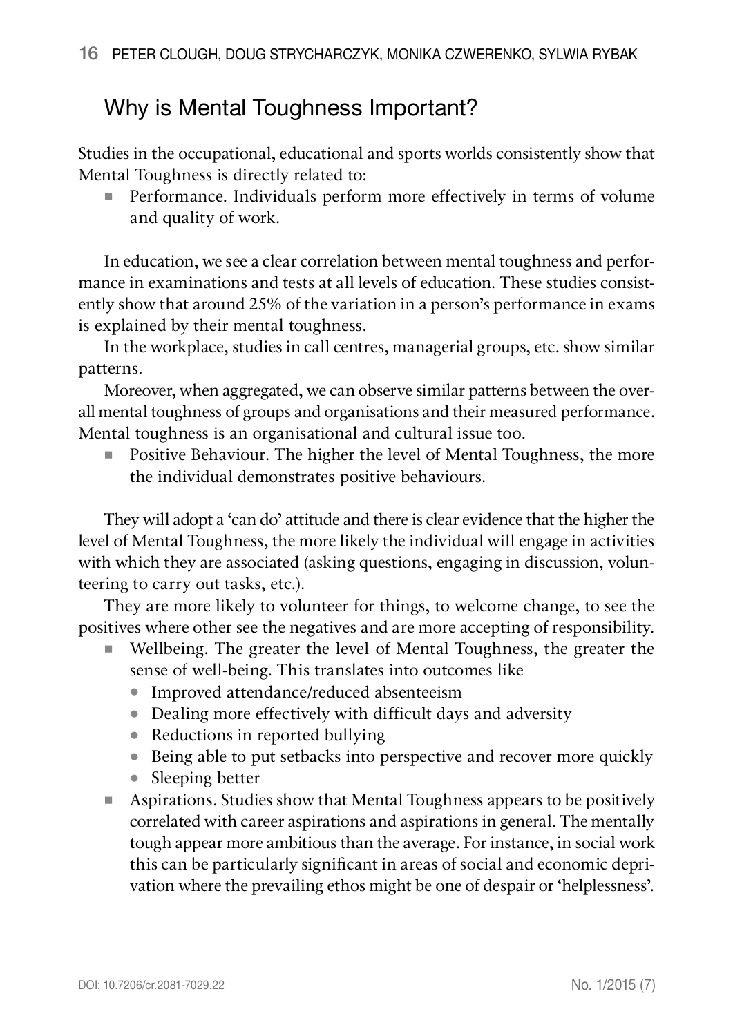## Why is Mental Toughness Important?

Studies in the occupational, educational and sports worlds consistently show that Mental Toughness is directly related to:

- Performance. Individuals perform more effectively in terms of volume and quality of work.

In education, we see a clear correlation between mental toughness and performance in examinations and tests at all levels of education. These studies consistently show that around 25% of the variation in a person's performance in exams is explained by their mental toughness.

In the workplace, studies in call centres, managerial groups, etc. show similar patterns.

Moreover, when aggregated, we can observe similar patterns between the overall mental toughness of groups and organisations and their measured performance. Mental toughness is an organisational and cultural issue too.

- Positive Behaviour. The higher the level of Mental Toughness, the more the individual demonstrates positive behaviours.

They will adopt a 'can do' attitude and there is clear evidence that the higher the level of Mental Toughness, the more likely the individual will engage in activities with which they are associated (asking questions, engaging in discussion, volunteering to carry out tasks, etc.).

They are more likely to volunteer for things, to welcome change, to see the positives where other see the negatives and are more accepting of responsibility.

- Wellbeing. The greater the level of Mental Toughness, the greater the sense of well-being. This translates into outcomes like
  - Improved attendance/reduced absenteeism
  - Dealing more effectively with difficult days and adversity
  - Reductions in reported bullying
  - Being able to put setbacks into perspective and recover more quickly
  - Sleeping better
- Aspirations. Studies show that Mental Toughness appears to be positively correlated with career aspirations and aspirations in general. The mentally tough appear more ambitious than the average. For instance, in social work this can be particularly significant in areas of social and economic deprivation where the prevailing ethos might be one of despair or 'helplessness'.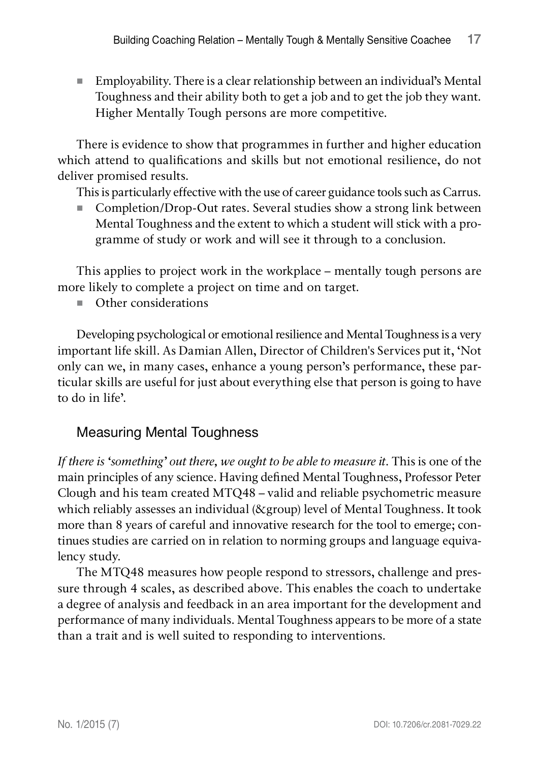- Employability. There is a clear relationship between an individual's Mental Toughness and their ability both to get a job and to get the job they want. Higher Mentally Tough persons are more competitive.

There is evidence to show that programmes in further and higher education which attend to qualifications and skills but not emotional resilience, do not deliver promised results.

This is particularly effective with the use of career guidance tools such as Carrus.

- Completion/Drop-Out rates. Several studies show a strong link between Mental Toughness and the extent to which a student will stick with a programme of study or work and will see it through to a conclusion.

This applies to project work in the workplace – mentally tough persons are more likely to complete a project on time and on target.

- Other considerations

Developing psychological or emotional resilience and Mental Toughness is a very important life skill. As Damian Allen, Director of Children's Services put it, 'Not only can we, in many cases, enhance a young person's performance, these particular skills are useful for just about everything else that person is going to have to do in life'.

## Measuring Mental Toughness

*If there is 'something' out there, we ought to be able to measure it.* This is one of the main principles of any science. Having defined Mental Toughness, Professor Peter Clough and his team created MTQ48 – valid and reliable psychometric measure which reliably assesses an individual (&group) level of Mental Toughness. It took more than 8 years of careful and innovative research for the tool to emerge; continues studies are carried on in relation to norming groups and language equivalency study.

The MTQ48 measures how people respond to stressors, challenge and pressure through 4 scales, as described above. This enables the coach to undertake a degree of analysis and feedback in an area important for the development and performance of many individuals. Mental Toughness appears to be more of a state than a trait and is well suited to responding to interventions.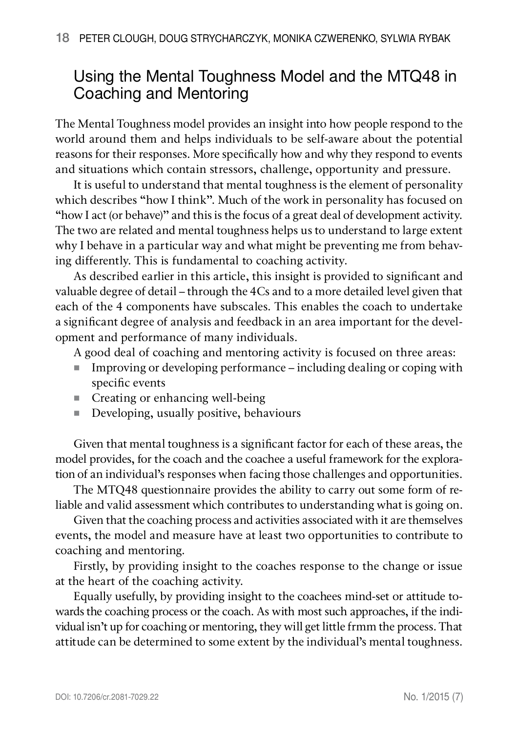## Using the Mental Toughness Model and the MTQ48 in Coaching and Mentoring

The Mental Toughness model provides an insight into how people respond to the world around them and helps individuals to be self-aware about the potential reasons for their responses. More specifically how and why they respond to events and situations which contain stressors, challenge, opportunity and pressure.

It is useful to understand that mental toughness is the element of personality which describes "how I think". Much of the work in personality has focused on "how I act (or behave)" and this is the focus of a great deal of development activity. The two are related and mental toughness helps us to understand to large extent why I behave in a particular way and what might be preventing me from behaving differently. This is fundamental to coaching activity.

As described earlier in this article, this insight is provided to significant and valuable degree of detail – through the 4Cs and to a more detailed level given that each of the 4 components have subscales. This enables the coach to undertake a significant degree of analysis and feedback in an area important for the development and performance of many individuals.

A good deal of coaching and mentoring activity is focused on three areas:

- Improving or developing performance – including dealing or coping with specific events
- Creating or enhancing well-being
- Developing, usually positive, behaviours

Given that mental toughness is a significant factor for each of these areas, the model provides, for the coach and the coachee a useful framework for the exploration of an individual's responses when facing those challenges and opportunities.

The MTQ48 questionnaire provides the ability to carry out some form of reliable and valid assessment which contributes to understanding what is going on.

Given that the coaching process and activities associated with it are themselves events, the model and measure have at least two opportunities to contribute to coaching and mentoring.

Firstly, by providing insight to the coaches response to the change or issue at the heart of the coaching activity.

Equally usefully, by providing insight to the coachees mind-set or attitude towards the coaching process or the coach. As with most such approaches, if the individual isn't up for coaching or mentoring, they will get little frmm the process. That attitude can be determined to some extent by the individual's mental toughness.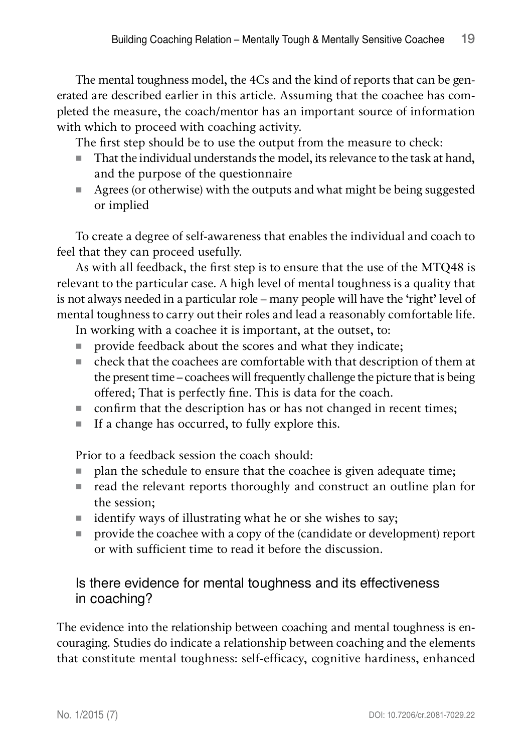The mental toughness model, the 4Cs and the kind of reports that can be generated are described earlier in this article. Assuming that the coachee has completed the measure, the coach/mentor has an important source of information with which to proceed with coaching activity.

The first step should be to use the output from the measure to check:

- That the individual understands the model, its relevance to the task at hand, and the purpose of the questionnaire
- Agrees (or otherwise) with the outputs and what might be being suggested or implied

To create a degree of self-awareness that enables the individual and coach to feel that they can proceed usefully.

As with all feedback, the first step is to ensure that the use of the MTQ48 is relevant to the particular case. A high level of mental toughness is a quality that is not always needed in a particular role – many people will have the 'right' level of mental toughness to carry out their roles and lead a reasonably comfortable life.

In working with a coachee it is important, at the outset, to:

- provide feedback about the scores and what they indicate;
- check that the coachees are comfortable with that description of them at the present time – coachees will frequently challenge the picture that is being offered; That is perfectly fine. This is data for the coach.
- confirm that the description has or has not changed in recent times;
- If a change has occurred, to fully explore this.

Prior to a feedback session the coach should:

- plan the schedule to ensure that the coachee is given adequate time;
- read the relevant reports thoroughly and construct an outline plan for the session;
- identify ways of illustrating what he or she wishes to say;
- provide the coachee with a copy of the (candidate or development) report or with sufficient time to read it before the discussion.

## Is there evidence for mental toughness and its effectiveness in coaching?

The evidence into the relationship between coaching and mental toughness is encouraging. Studies do indicate a relationship between coaching and the elements that constitute mental toughness: self-efficacy, cognitive hardiness, enhanced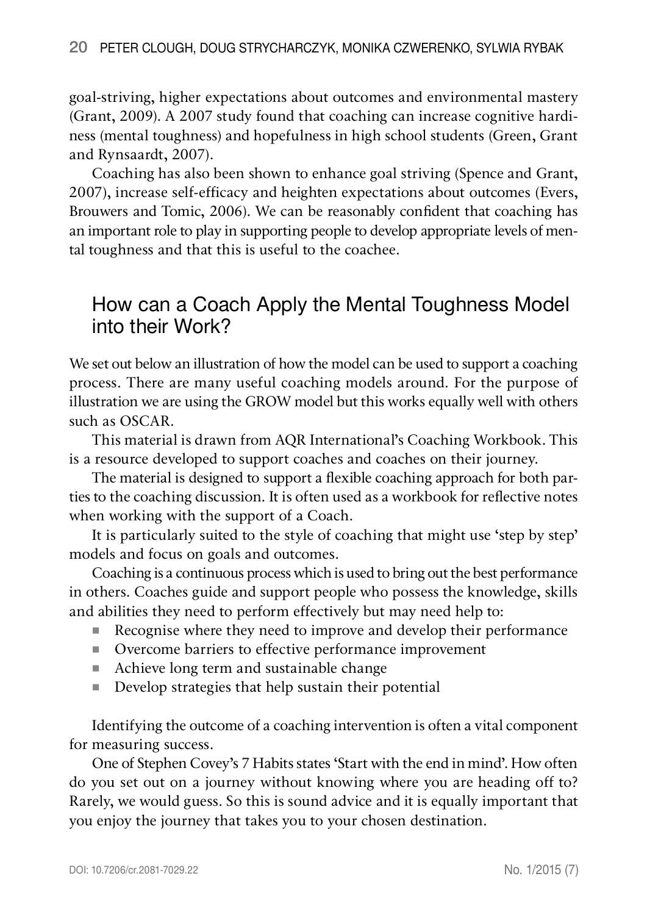goal-striving, higher expectations about outcomes and environmental mastery (Grant, 2009). A 2007 study found that coaching can increase cognitive hardiness (mental toughness) and hopefulness in high school students (Green, Grant and Rynsaardt, 2007).

Coaching has also been shown to enhance goal striving (Spence and Grant, 2007), increase self-efficacy and heighten expectations about outcomes (Evers, Brouwers and Tomic, 2006). We can be reasonably confident that coaching has an important role to play in supporting people to develop appropriate levels of mental toughness and that this is useful to the coachee.

## How can a Coach Apply the Mental Toughness Model into their Work?

We set out below an illustration of how the model can be used to support a coaching process. There are many useful coaching models around. For the purpose of illustration we are using the GROW model but this works equally well with others such as OSCAR.

This material is drawn from AQR International's Coaching Workbook. This is a resource developed to support coaches and coaches on their journey.

The material is designed to support a flexible coaching approach for both parties to the coaching discussion. It is often used as a workbook for reflective notes when working with the support of a Coach.

It is particularly suited to the style of coaching that might use 'step by step' models and focus on goals and outcomes.

Coaching is a continuous process which is used to bring out the best performance in others. Coaches guide and support people who possess the knowledge, skills and abilities they need to perform effectively but may need help to:

- Recognise where they need to improve and develop their performance
- Overcome barriers to effective performance improvement
- Achieve long term and sustainable change
- Develop strategies that help sustain their potential

Identifying the outcome of a coaching intervention is often a vital component for measuring success.

One of Stephen Covey's 7 Habits states 'Start with the end in mind'. How often do you set out on a journey without knowing where you are heading off to? Rarely, we would guess. So this is sound advice and it is equally important that you enjoy the journey that takes you to your chosen destination.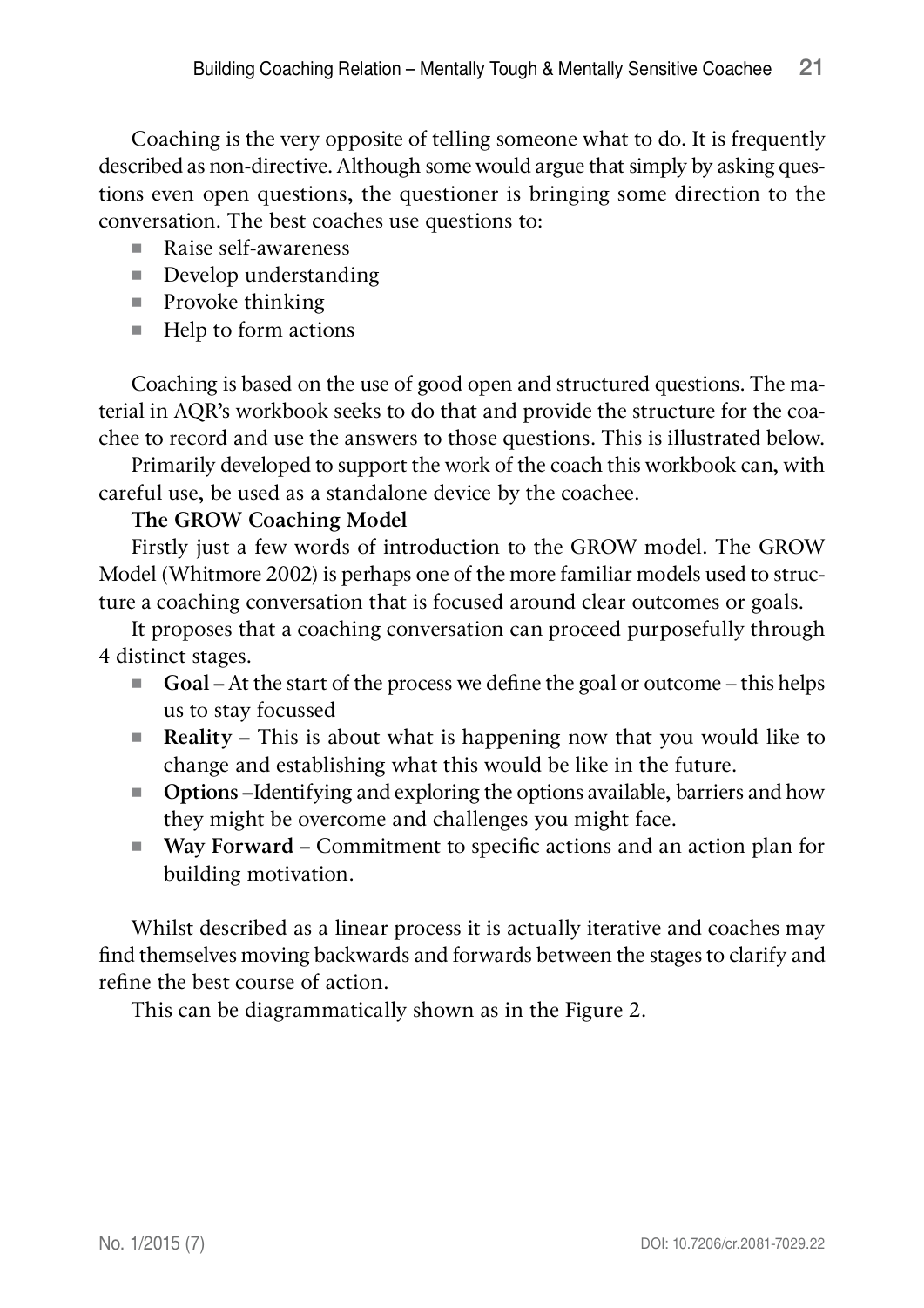Coaching is the very opposite of telling someone what to do. It is frequently described as non-directive. Although some would argue that simply by asking questions even open questions, the questioner is bringing some direction to the conversation. The best coaches use questions to:

- Raise self-awareness
- Develop understanding
- Provoke thinking
- Help to form actions

Coaching is based on the use of good open and structured questions. The material in AQR's workbook seeks to do that and provide the structure for the coachee to record and use the answers to those questions. This is illustrated below.

Primarily developed to support the work of the coach this workbook can, with careful use, be used as a standalone device by the coachee.

**The GROW Coaching Model**

Firstly just a few words of introduction to the GROW model. The GROW Model (Whitmore 2002) is perhaps one of the more familiar models used to structure a coaching conversation that is focused around clear outcomes or goals.

It proposes that a coaching conversation can proceed purposefully through 4 distinct stages.

- **Goal –** At the start of the process we define the goal or outcome – this helps us to stay focussed
- **Reality –** This is about what is happening now that you would like to change and establishing what this would be like in the future.
- **Options –**Identifying and exploring the options available, barriers and how they might be overcome and challenges you might face.
- **Way Forward –** Commitment to specific actions and an action plan for building motivation.

Whilst described as a linear process it is actually iterative and coaches may find themselves moving backwards and forwards between the stages to clarify and refine the best course of action.

This can be diagrammatically shown as in the Figure 2.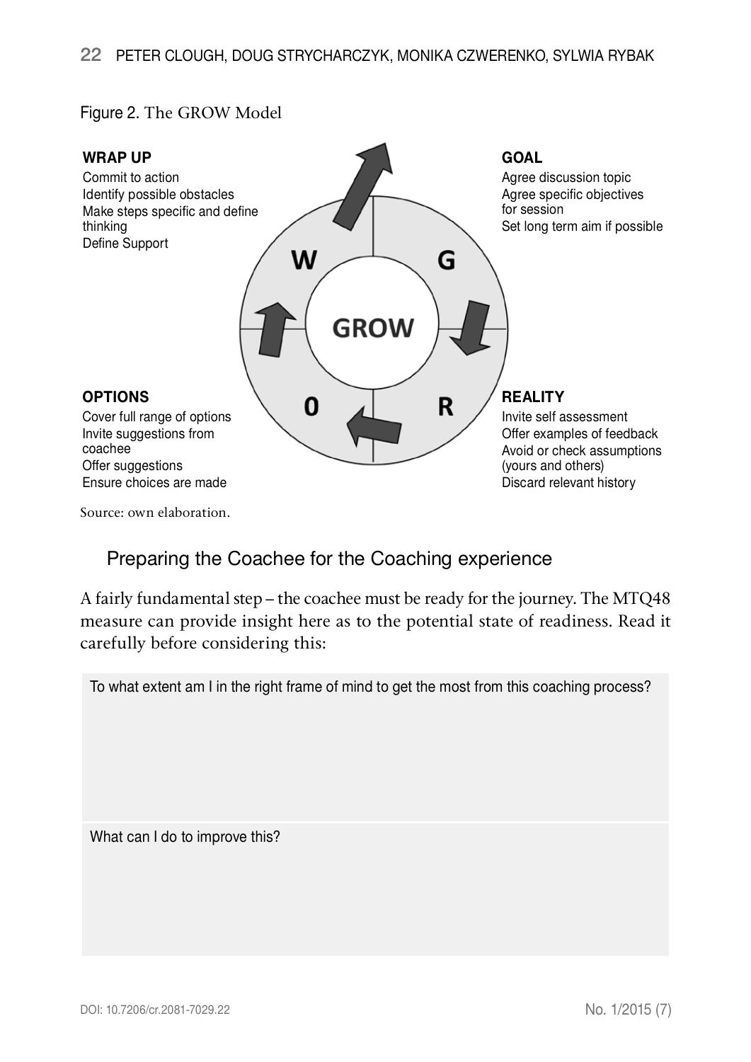Figure 2. The GROW Model

**WRAP UP**

Commit to action
Identify possible obstacles
Make steps specific and define thinking
Define Support

**GOAL**

Agree discussion topic
Agree specific objectives for session
Set long term aim if possible

**OPTIONS**

Cover full range of options
Invite suggestions from coachee
Offer suggestions
Ensure choices are made

**REALITY**

Invite self assessment
Offer examples of feedback
Avoid or check assumptions (yours and others)
Discard relevant history

Source: own elaboration.

## Preparing the Coachee for the Coaching experience

A fairly fundamental step – the coachee must be ready for the journey. The MTQ48 measure can provide insight here as to the potential state of readiness. Read it carefully before considering this:

| To what extent am I in the right frame of mind to get the most from this coaching process? |
|---|
| |
| What can I do to improve this? |
| |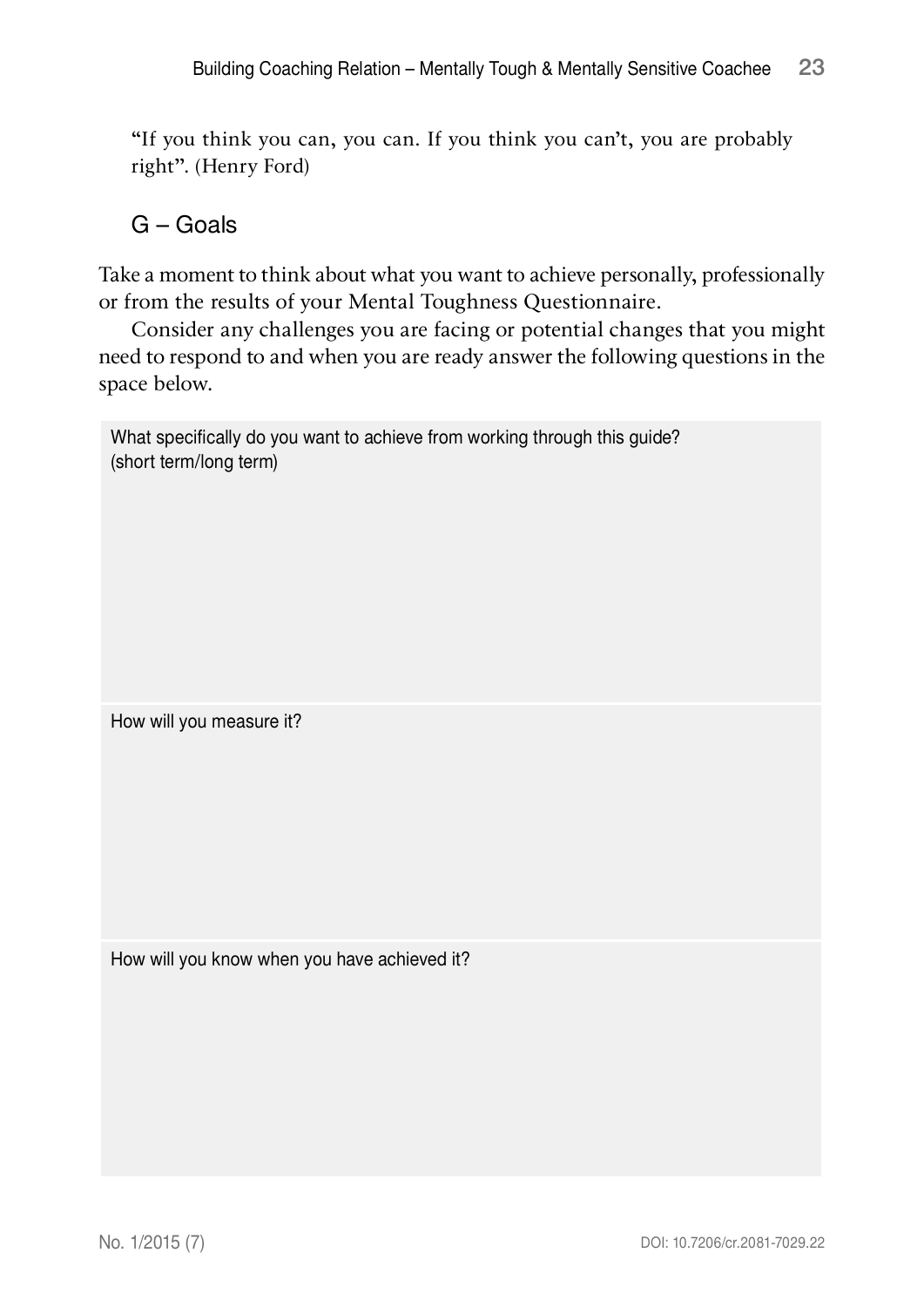"If you think you can, you can. If you think you can't, you are probably right". (Henry Ford)

## G – Goals

Take a moment to think about what you want to achieve personally, professionally or from the results of your Mental Toughness Questionnaire.

Consider any challenges you are facing or potential changes that you might need to respond to and when you are ready answer the following questions in the space below.

| What specifically do you want to achieve from working through this guide? (short term/long term) |
| --- |
| |
| How will you measure it? |
| |
| How will you know when you have achieved it? |
| |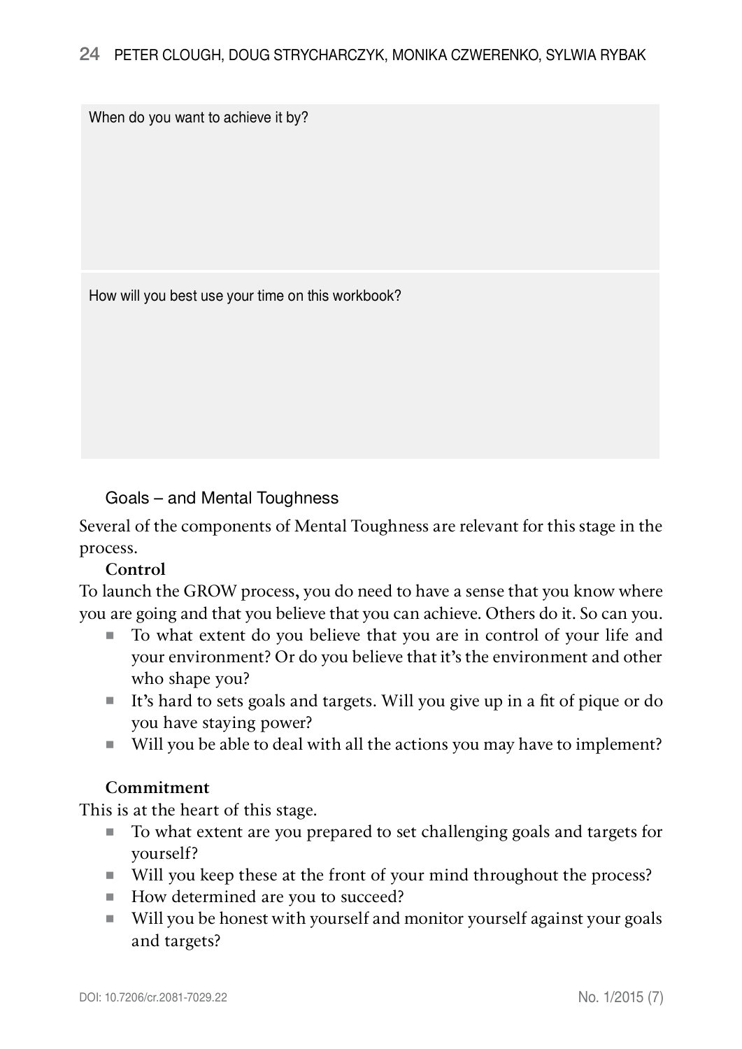When do you want to achieve it by?

How will you best use your time on this workbook?

### Goals – and Mental Toughness

Several of the components of Mental Toughness are relevant for this stage in the process.

**Control**

To launch the GROW process, you do need to have a sense that you know where you are going and that you believe that you can achieve. Others do it. So can you.

- To what extent do you believe that you are in control of your life and your environment? Or do you believe that it's the environment and other who shape you?
- It's hard to sets goals and targets. Will you give up in a fit of pique or do you have staying power?
- Will you be able to deal with all the actions you may have to implement?

**Commitment**

This is at the heart of this stage.

- To what extent are you prepared to set challenging goals and targets for yourself?
- Will you keep these at the front of your mind throughout the process?
- How determined are you to succeed?
- Will you be honest with yourself and monitor yourself against your goals and targets?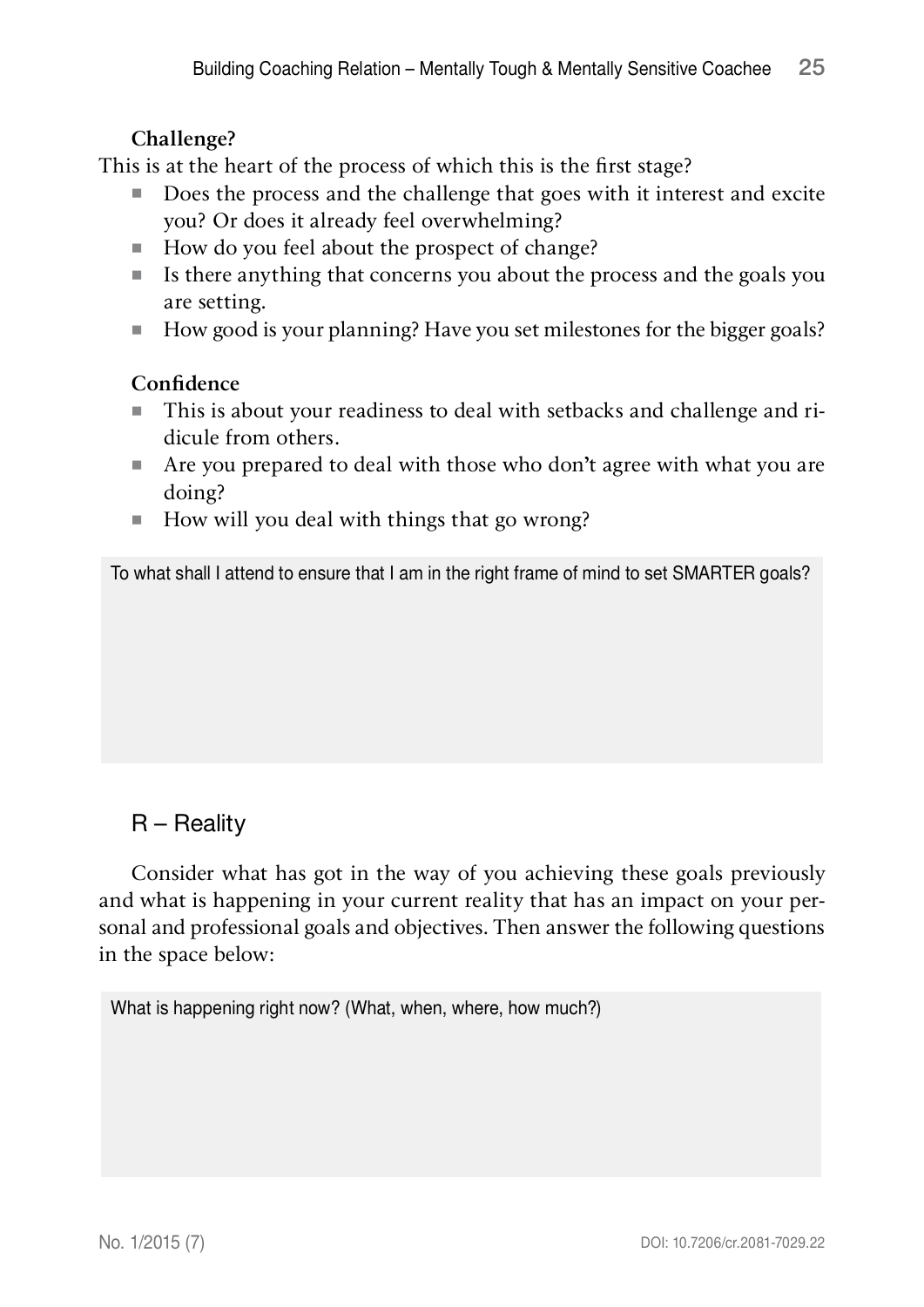**Challenge?**

This is at the heart of the process of which this is the first stage?

- Does the process and the challenge that goes with it interest and excite you? Or does it already feel overwhelming?
- How do you feel about the prospect of change?
- Is there anything that concerns you about the process and the goals you are setting.
- How good is your planning? Have you set milestones for the bigger goals?

**Confidence**

- This is about your readiness to deal with setbacks and challenge and ridicule from others.
- Are you prepared to deal with those who don't agree with what you are doing?
- How will you deal with things that go wrong?

To what shall I attend to ensure that I am in the right frame of mind to set SMARTER goals?

## R – Reality

Consider what has got in the way of you achieving these goals previously and what is happening in your current reality that has an impact on your personal and professional goals and objectives. Then answer the following questions in the space below:

What is happening right now? (What, when, where, how much?)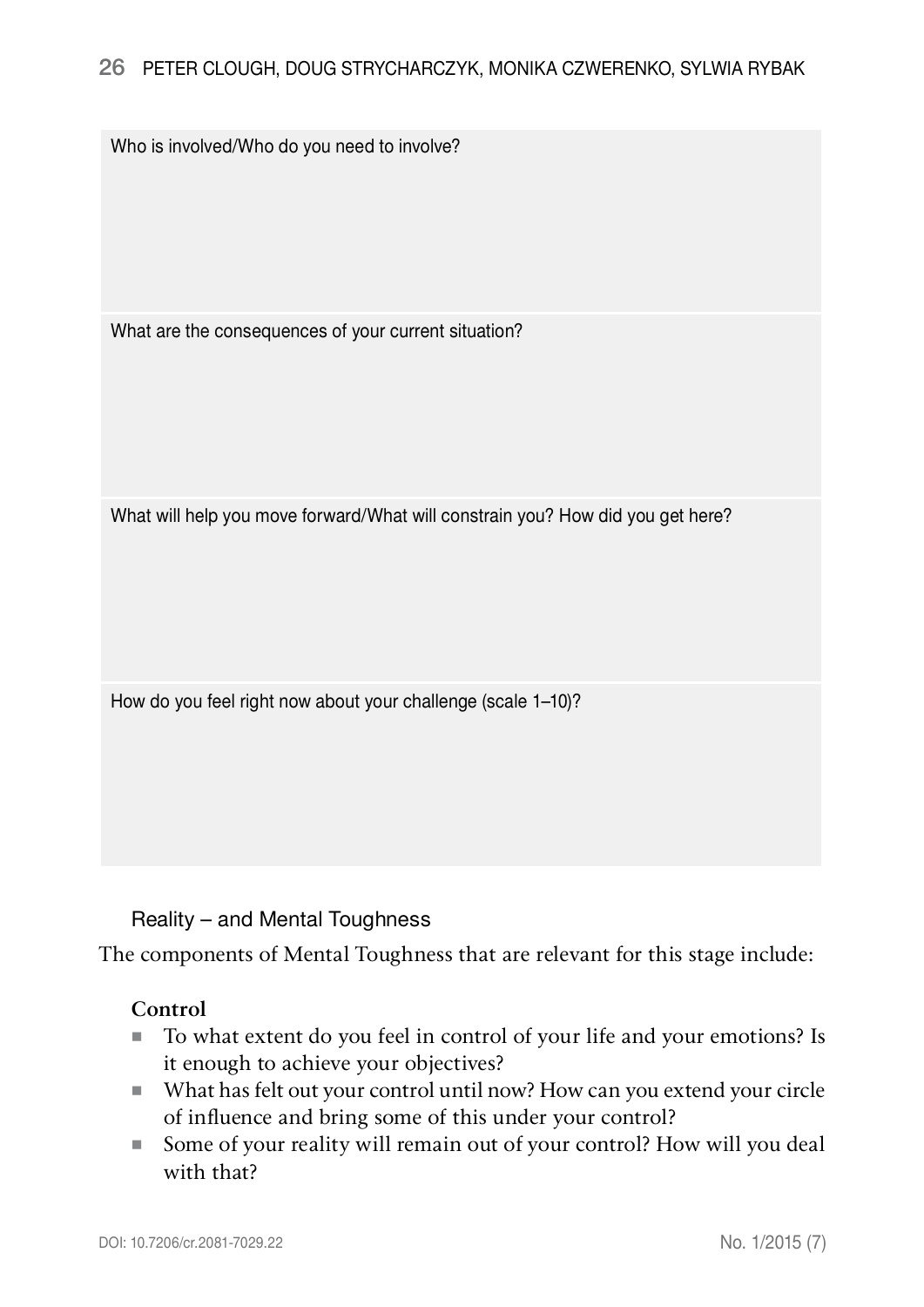| Who is involved/Who do you need to involve? |
| --- |
| What are the consequences of your current situation? |
| What will help you move forward/What will constrain you? How did you get here? |
| How do you feel right now about your challenge (scale 1–10)? |

Reality – and Mental Toughness

The components of Mental Toughness that are relevant for this stage include:

**Control**

- To what extent do you feel in control of your life and your emotions? Is it enough to achieve your objectives?
- What has felt out your control until now? How can you extend your circle of influence and bring some of this under your control?
- Some of your reality will remain out of your control? How will you deal with that?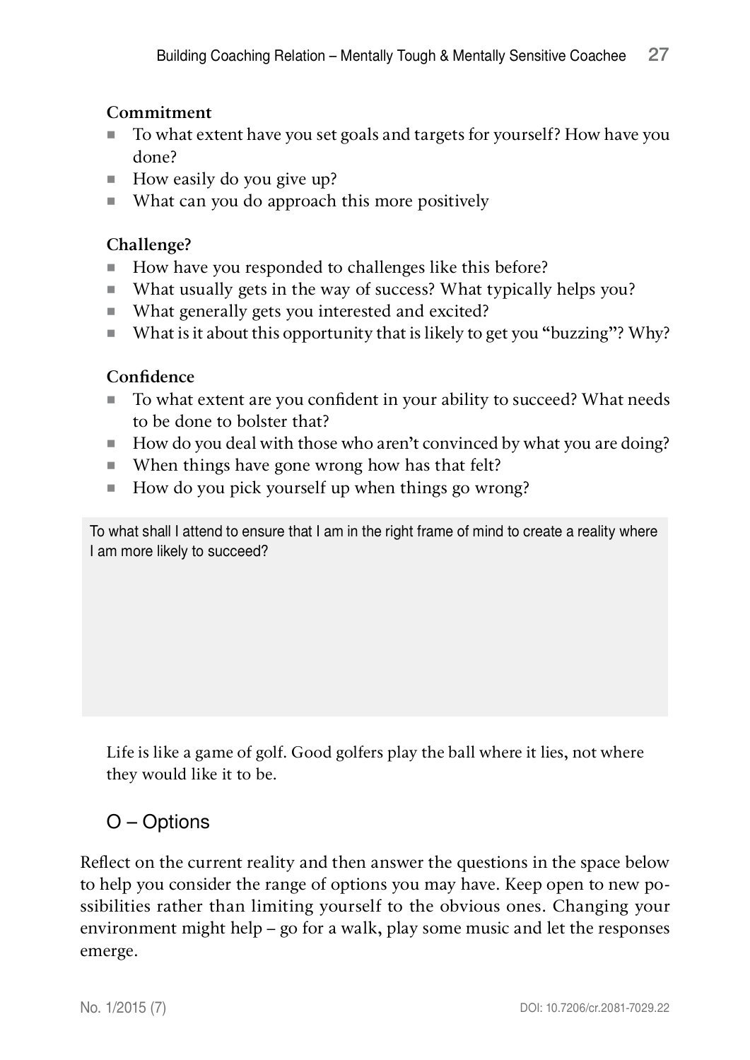**Commitment**

- To what extent have you set goals and targets for yourself? How have you done?
- How easily do you give up?
- What can you do approach this more positively

**Challenge?**

- How have you responded to challenges like this before?
- What usually gets in the way of success? What typically helps you?
- What generally gets you interested and excited?
- What is it about this opportunity that is likely to get you "buzzing"? Why?

**Confidence**

- To what extent are you confident in your ability to succeed? What needs to be done to bolster that?
- How do you deal with those who aren't convinced by what you are doing?
- When things have gone wrong how has that felt?
- How do you pick yourself up when things go wrong?

| To what shall I attend to ensure that I am in the right frame of mind to create a reality where I am more likely to succeed? |
| --- |
| |

Life is like a game of golf. Good golfers play the ball where it lies, not where they would like it to be.

## O – Options

Reflect on the current reality and then answer the questions in the space below to help you consider the range of options you may have. Keep open to new possibilities rather than limiting yourself to the obvious ones. Changing your environment might help – go for a walk, play some music and let the responses emerge.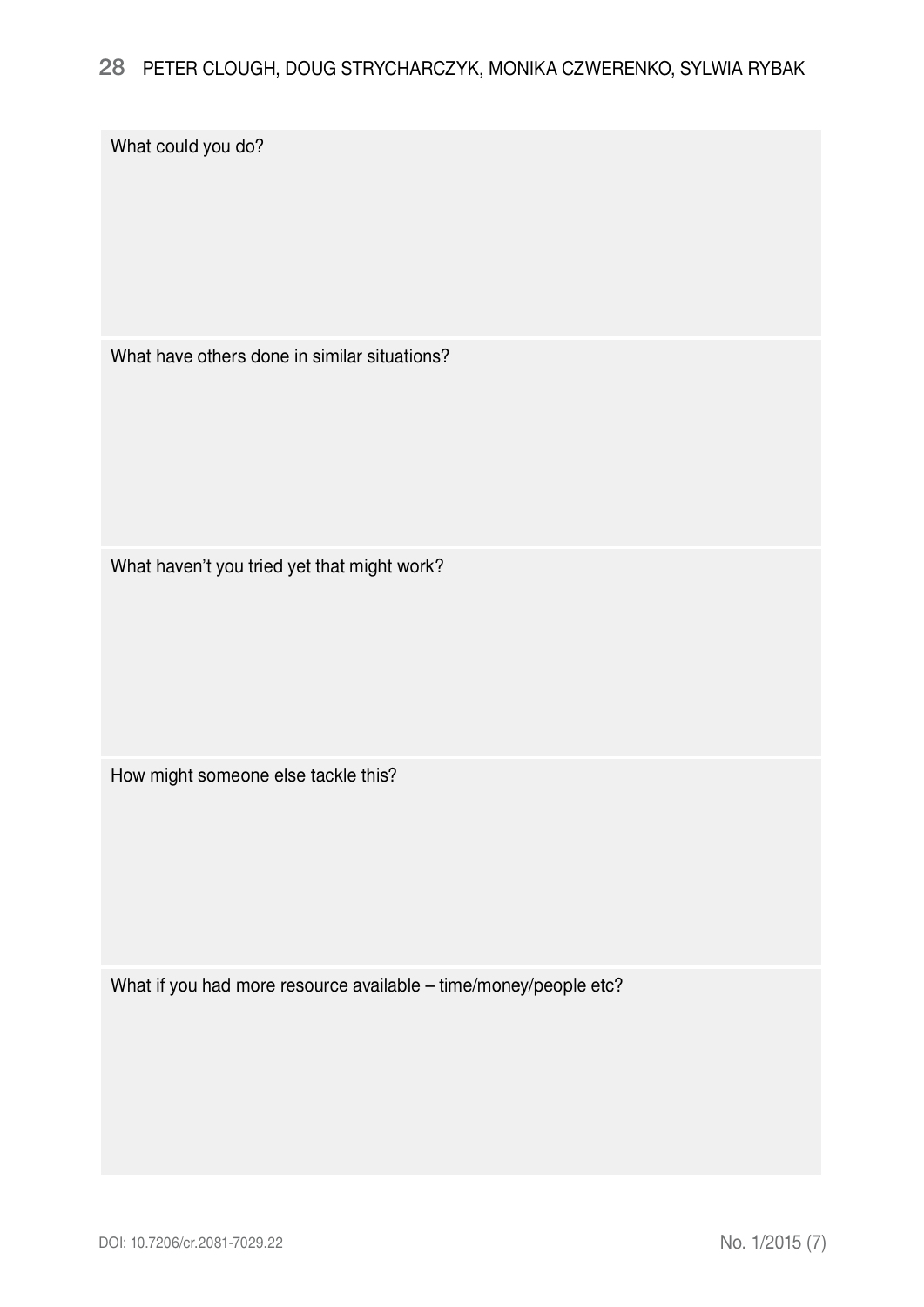| What could you do? |
| --- |
| |

| What have others done in similar situations? |
| --- |
| |

| What haven't you tried yet that might work? |
| --- |
| |

| How might someone else tackle this? |
| --- |
| |

| What if you had more resource available – time/money/people etc? |
| --- |
| |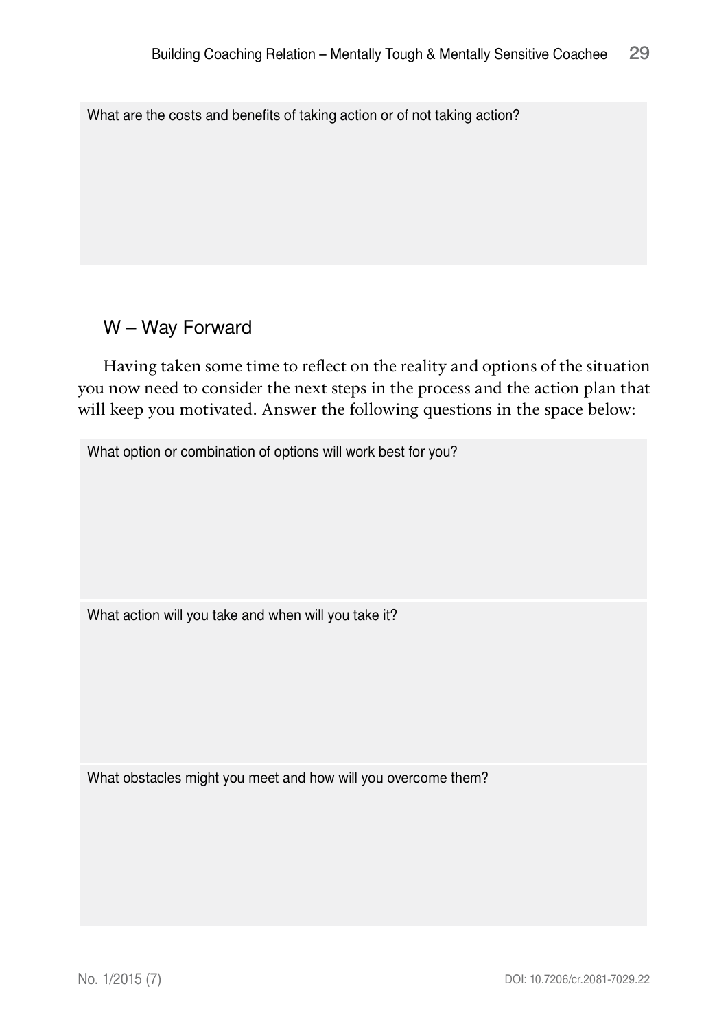What are the costs and benefits of taking action or of not taking action?

## W – Way Forward

Having taken some time to reflect on the reality and options of the situation you now need to consider the next steps in the process and the action plan that will keep you motivated. Answer the following questions in the space below:

What option or combination of options will work best for you?

What action will you take and when will you take it?

What obstacles might you meet and how will you overcome them?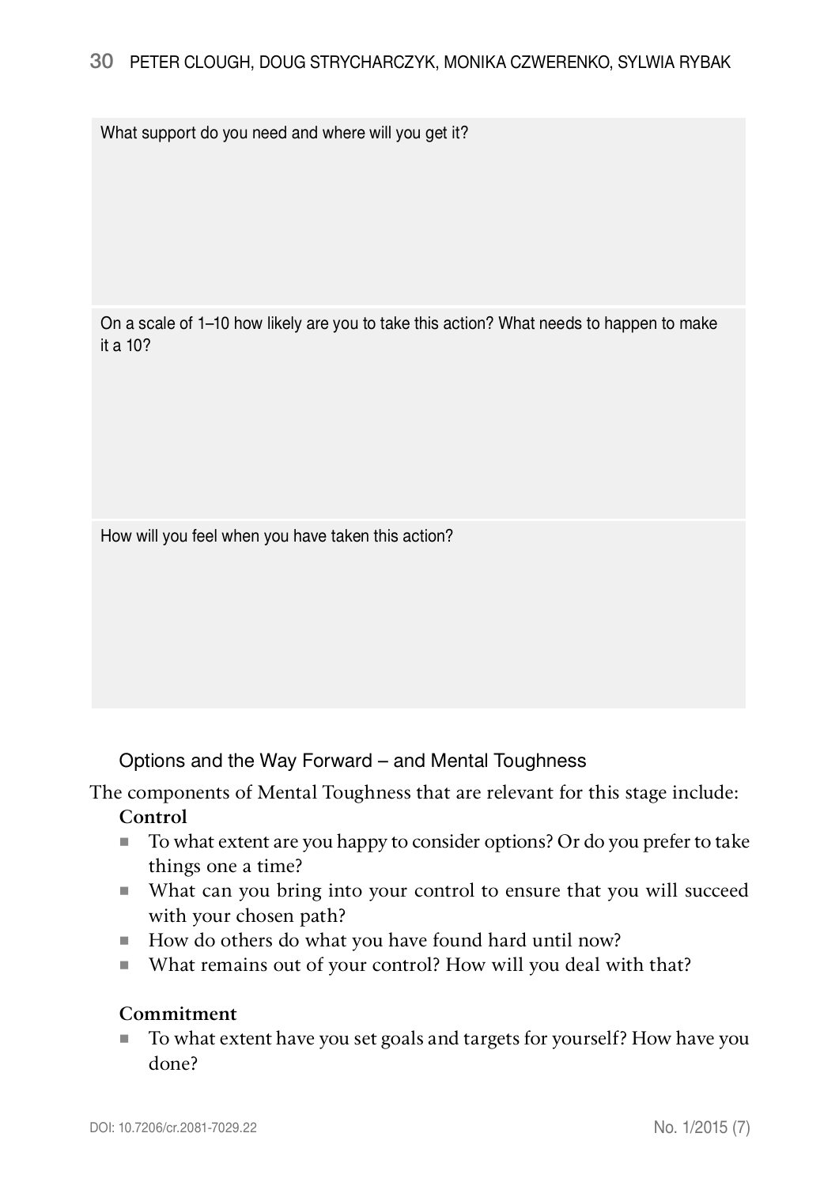| What support do you need and where will you get it? |
| --- |
| On a scale of 1–10 how likely are you to take this action? What needs to happen to make it a 10? |
| How will you feel when you have taken this action? |

### Options and the Way Forward – and Mental Toughness

The components of Mental Toughness that are relevant for this stage include:

**Control**

- To what extent are you happy to consider options? Or do you prefer to take things one a time?
- What can you bring into your control to ensure that you will succeed with your chosen path?
- How do others do what you have found hard until now?
- What remains out of your control? How will you deal with that?

**Commitment**

- To what extent have you set goals and targets for yourself? How have you done?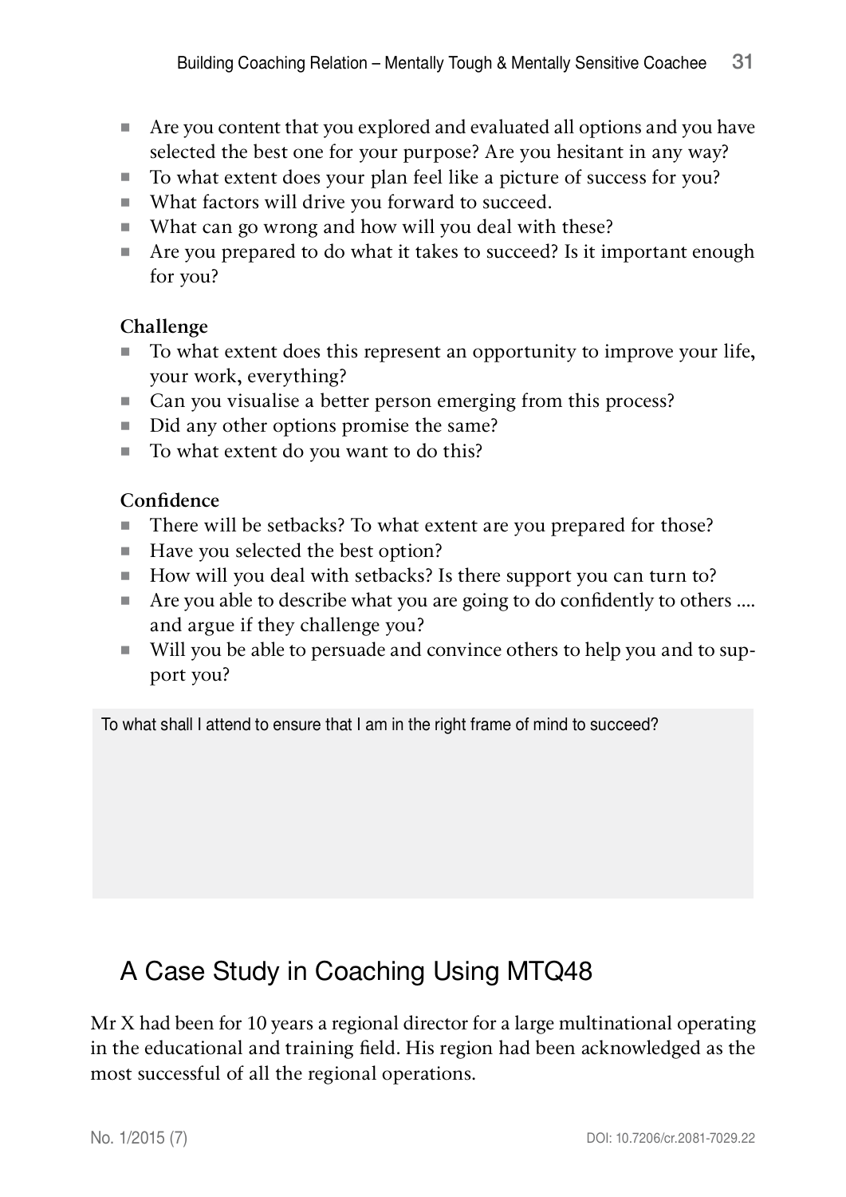- Are you content that you explored and evaluated all options and you have selected the best one for your purpose? Are you hesitant in any way?
- To what extent does your plan feel like a picture of success for you?
- What factors will drive you forward to succeed.
- What can go wrong and how will you deal with these?
- Are you prepared to do what it takes to succeed? Is it important enough for you?

**Challenge**

- To what extent does this represent an opportunity to improve your life, your work, everything?
- Can you visualise a better person emerging from this process?
- Did any other options promise the same?
- To what extent do you want to do this?

**Confidence**

- There will be setbacks? To what extent are you prepared for those?
- Have you selected the best option?
- How will you deal with setbacks? Is there support you can turn to?
- Are you able to describe what you are going to do confidently to others .... and argue if they challenge you?
- Will you be able to persuade and convince others to help you and to support you?

To what shall I attend to ensure that I am in the right frame of mind to succeed?

## A Case Study in Coaching Using MTQ48

Mr X had been for 10 years a regional director for a large multinational operating in the educational and training field. His region had been acknowledged as the most successful of all the regional operations.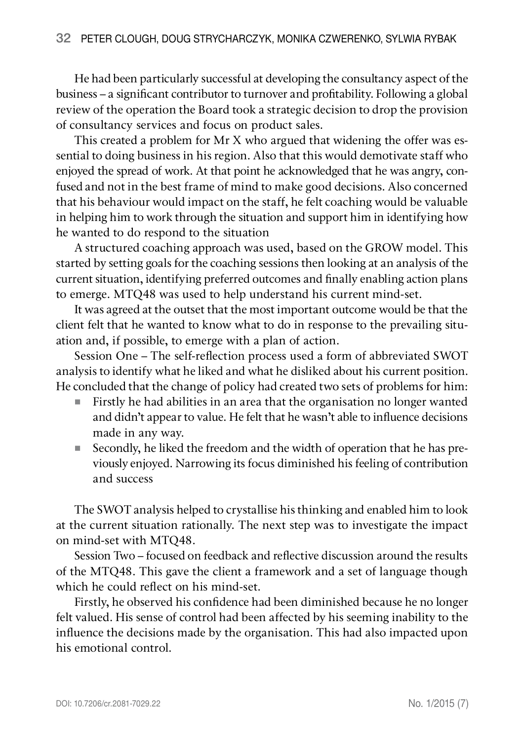He had been particularly successful at developing the consultancy aspect of the business – a significant contributor to turnover and profitability. Following a global review of the operation the Board took a strategic decision to drop the provision of consultancy services and focus on product sales.

This created a problem for Mr X who argued that widening the offer was essential to doing business in his region. Also that this would demotivate staff who enjoyed the spread of work. At that point he acknowledged that he was angry, confused and not in the best frame of mind to make good decisions. Also concerned that his behaviour would impact on the staff, he felt coaching would be valuable in helping him to work through the situation and support him in identifying how he wanted to do respond to the situation

A structured coaching approach was used, based on the GROW model. This started by setting goals for the coaching sessions then looking at an analysis of the current situation, identifying preferred outcomes and finally enabling action plans to emerge. MTQ48 was used to help understand his current mind-set.

It was agreed at the outset that the most important outcome would be that the client felt that he wanted to know what to do in response to the prevailing situation and, if possible, to emerge with a plan of action.

Session One – The self-reflection process used a form of abbreviated SWOT analysis to identify what he liked and what he disliked about his current position. He concluded that the change of policy had created two sets of problems for him:

- Firstly he had abilities in an area that the organisation no longer wanted and didn't appear to value. He felt that he wasn't able to influence decisions made in any way.
- Secondly, he liked the freedom and the width of operation that he has previously enjoyed. Narrowing its focus diminished his feeling of contribution and success

The SWOT analysis helped to crystallise his thinking and enabled him to look at the current situation rationally. The next step was to investigate the impact on mind-set with MTQ48.

Session Two – focused on feedback and reflective discussion around the results of the MTQ48. This gave the client a framework and a set of language though which he could reflect on his mind-set.

Firstly, he observed his confidence had been diminished because he no longer felt valued. His sense of control had been affected by his seeming inability to the influence the decisions made by the organisation. This had also impacted upon his emotional control.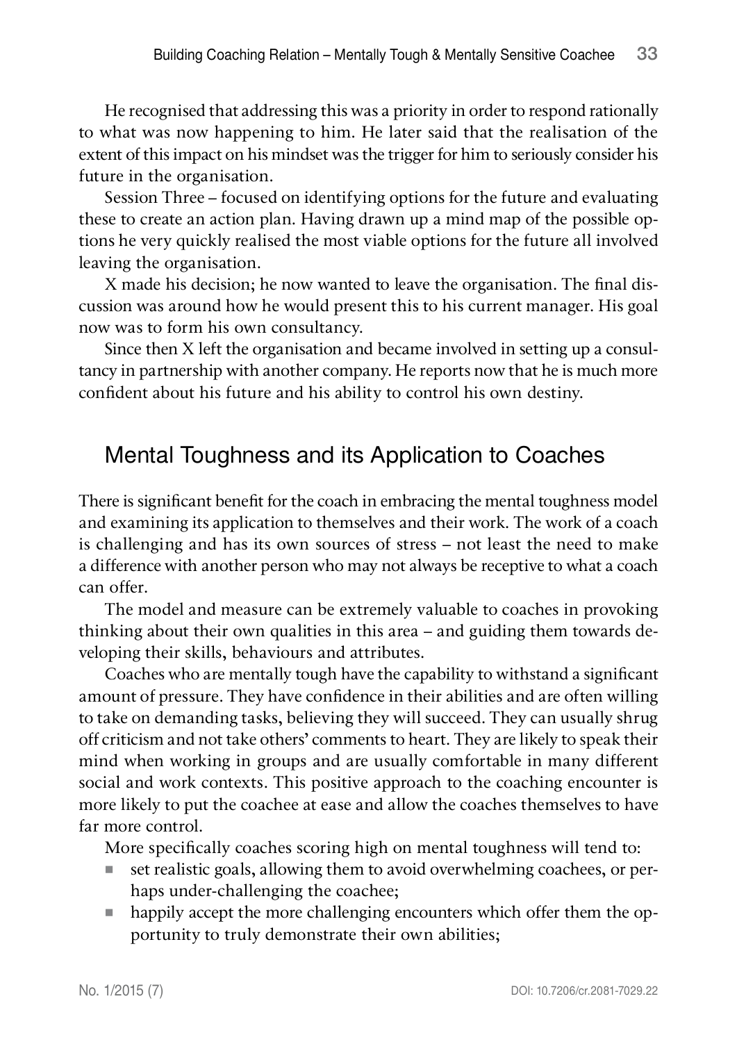He recognised that addressing this was a priority in order to respond rationally to what was now happening to him. He later said that the realisation of the extent of this impact on his mindset was the trigger for him to seriously consider his future in the organisation.

Session Three – focused on identifying options for the future and evaluating these to create an action plan. Having drawn up a mind map of the possible options he very quickly realised the most viable options for the future all involved leaving the organisation.

X made his decision; he now wanted to leave the organisation. The final discussion was around how he would present this to his current manager. His goal now was to form his own consultancy.

Since then X left the organisation and became involved in setting up a consultancy in partnership with another company. He reports now that he is much more confident about his future and his ability to control his own destiny.

## Mental Toughness and its Application to Coaches

There is significant benefit for the coach in embracing the mental toughness model and examining its application to themselves and their work. The work of a coach is challenging and has its own sources of stress – not least the need to make a difference with another person who may not always be receptive to what a coach can offer.

The model and measure can be extremely valuable to coaches in provoking thinking about their own qualities in this area – and guiding them towards developing their skills, behaviours and attributes.

Coaches who are mentally tough have the capability to withstand a significant amount of pressure. They have confidence in their abilities and are often willing to take on demanding tasks, believing they will succeed. They can usually shrug off criticism and not take others' comments to heart. They are likely to speak their mind when working in groups and are usually comfortable in many different social and work contexts. This positive approach to the coaching encounter is more likely to put the coachee at ease and allow the coaches themselves to have far more control.

More specifically coaches scoring high on mental toughness will tend to:

- set realistic goals, allowing them to avoid overwhelming coachees, or perhaps under-challenging the coachee;
- happily accept the more challenging encounters which offer them the opportunity to truly demonstrate their own abilities;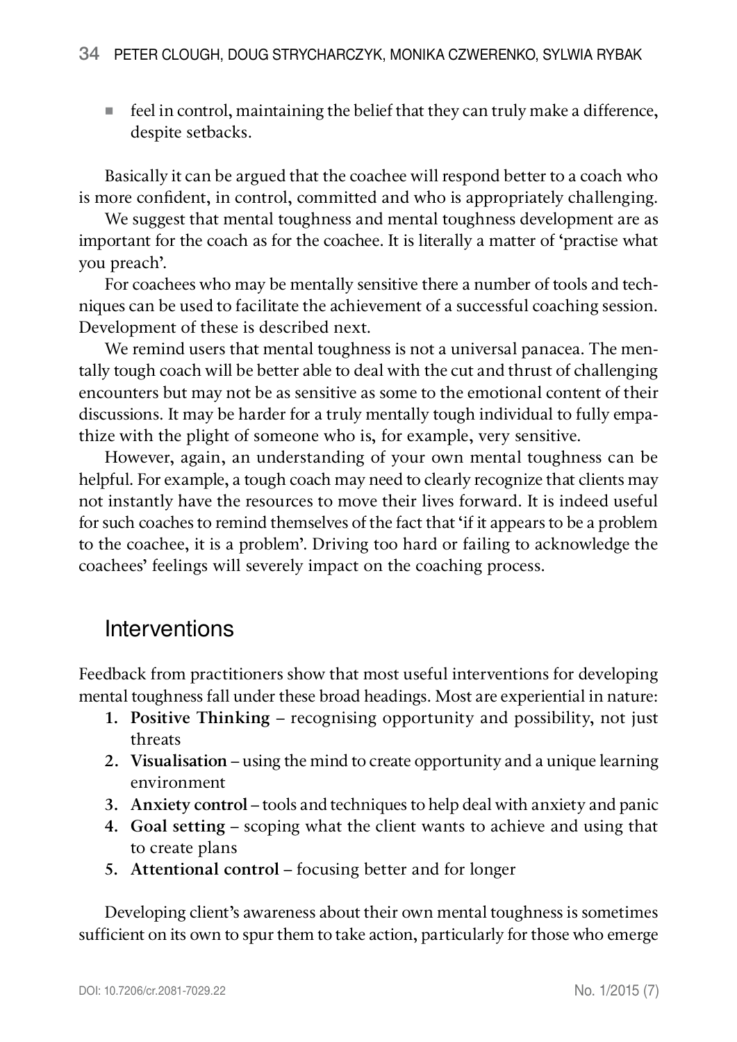- feel in control, maintaining the belief that they can truly make a difference, despite setbacks.

Basically it can be argued that the coachee will respond better to a coach who is more confident, in control, committed and who is appropriately challenging.

We suggest that mental toughness and mental toughness development are as important for the coach as for the coachee. It is literally a matter of 'practise what you preach'.

For coachees who may be mentally sensitive there a number of tools and techniques can be used to facilitate the achievement of a successful coaching session. Development of these is described next.

We remind users that mental toughness is not a universal panacea. The mentally tough coach will be better able to deal with the cut and thrust of challenging encounters but may not be as sensitive as some to the emotional content of their discussions. It may be harder for a truly mentally tough individual to fully empathize with the plight of someone who is, for example, very sensitive.

However, again, an understanding of your own mental toughness can be helpful. For example, a tough coach may need to clearly recognize that clients may not instantly have the resources to move their lives forward. It is indeed useful for such coaches to remind themselves of the fact that 'if it appears to be a problem to the coachee, it is a problem'. Driving too hard or failing to acknowledge the coachees' feelings will severely impact on the coaching process.

## Interventions

Feedback from practitioners show that most useful interventions for developing mental toughness fall under these broad headings. Most are experiential in nature:

1. **Positive Thinking** – recognising opportunity and possibility, not just threats
2. **Visualisation** – using the mind to create opportunity and a unique learning environment
3. **Anxiety control** – tools and techniques to help deal with anxiety and panic
4. **Goal setting** – scoping what the client wants to achieve and using that to create plans
5. **Attentional control** – focusing better and for longer

Developing client's awareness about their own mental toughness is sometimes sufficient on its own to spur them to take action, particularly for those who emerge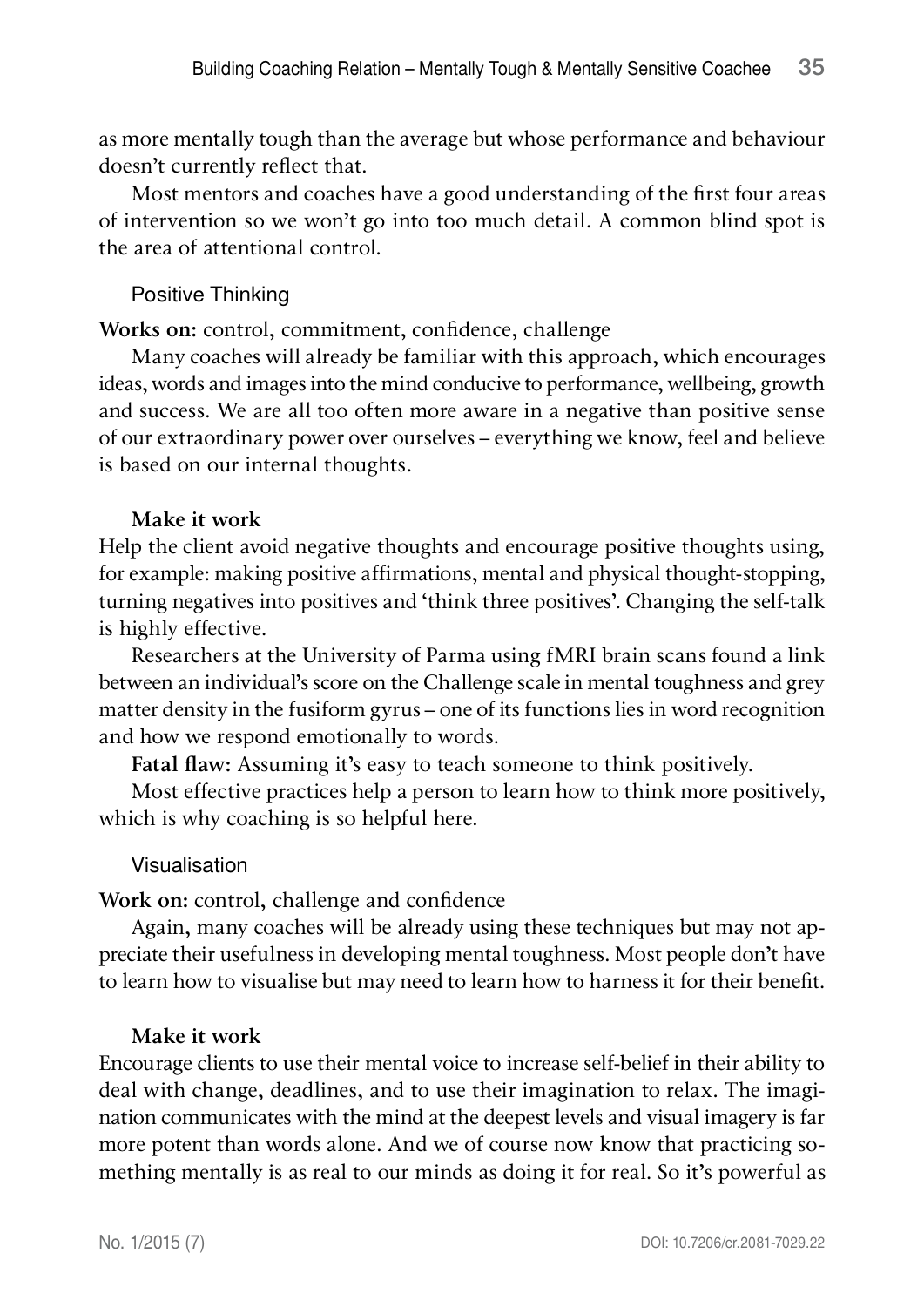as more mentally tough than the average but whose performance and behaviour doesn't currently reflect that.

Most mentors and coaches have a good understanding of the first four areas of intervention so we won't go into too much detail. A common blind spot is the area of attentional control.

### Positive Thinking

**Works on:** control, commitment, confidence, challenge

Many coaches will already be familiar with this approach, which encourages ideas, words and images into the mind conducive to performance, wellbeing, growth and success. We are all too often more aware in a negative than positive sense of our extraordinary power over ourselves – everything we know, feel and believe is based on our internal thoughts.

**Make it work**

Help the client avoid negative thoughts and encourage positive thoughts using, for example: making positive affirmations, mental and physical thought-stopping, turning negatives into positives and 'think three positives'. Changing the self-talk is highly effective.

Researchers at the University of Parma using fMRI brain scans found a link between an individual's score on the Challenge scale in mental toughness and grey matter density in the fusiform gyrus – one of its functions lies in word recognition and how we respond emotionally to words.

**Fatal flaw:** Assuming it's easy to teach someone to think positively.

Most effective practices help a person to learn how to think more positively, which is why coaching is so helpful here.

### Visualisation

**Work on:** control, challenge and confidence

Again, many coaches will be already using these techniques but may not appreciate their usefulness in developing mental toughness. Most people don't have to learn how to visualise but may need to learn how to harness it for their benefit.

**Make it work**

Encourage clients to use their mental voice to increase self-belief in their ability to deal with change, deadlines, and to use their imagination to relax. The imagination communicates with the mind at the deepest levels and visual imagery is far more potent than words alone. And we of course now know that practicing something mentally is as real to our minds as doing it for real. So it's powerful as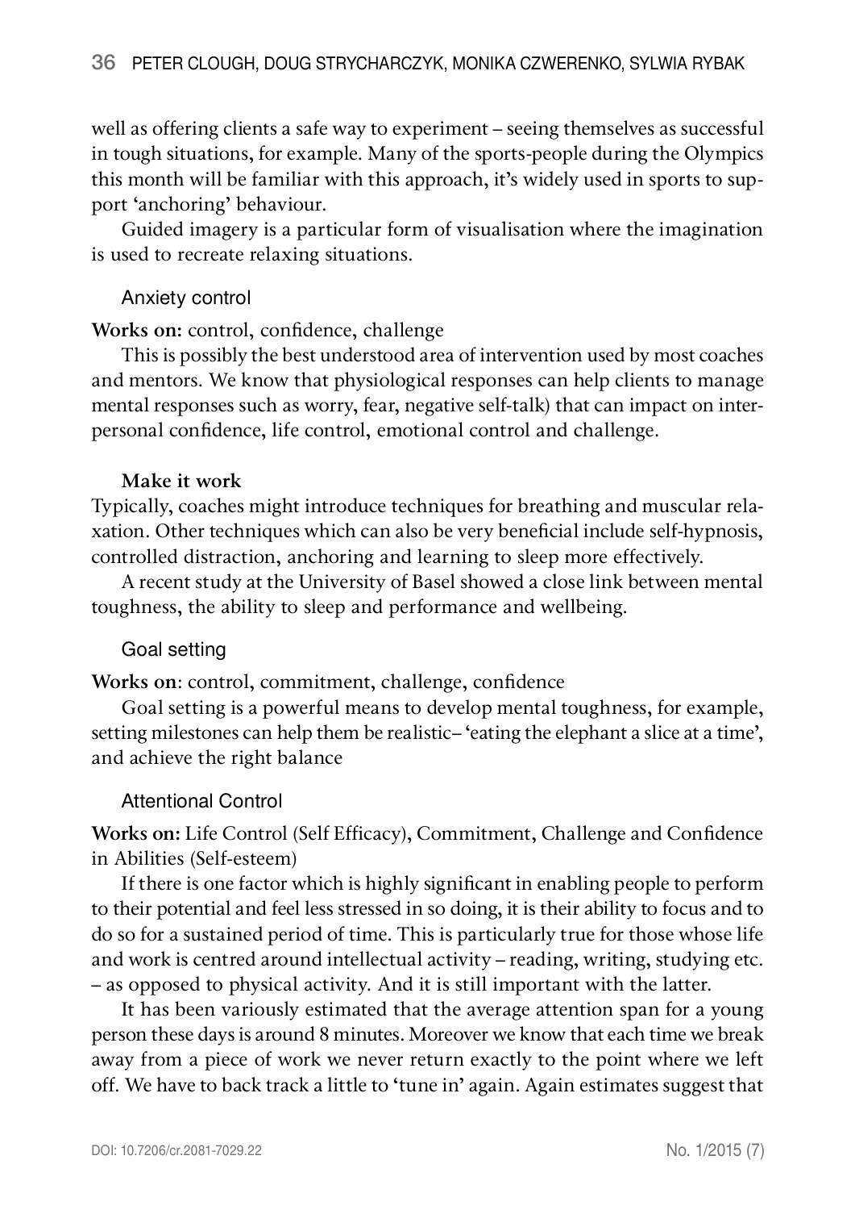well as offering clients a safe way to experiment – seeing themselves as successful in tough situations, for example. Many of the sports-people during the Olympics this month will be familiar with this approach, it's widely used in sports to support 'anchoring' behaviour.

Guided imagery is a particular form of visualisation where the imagination is used to recreate relaxing situations.

### Anxiety control

**Works on:** control, confidence, challenge

This is possibly the best understood area of intervention used by most coaches and mentors. We know that physiological responses can help clients to manage mental responses such as worry, fear, negative self-talk) that can impact on interpersonal confidence, life control, emotional control and challenge.

**Make it work**

Typically, coaches might introduce techniques for breathing and muscular relaxation. Other techniques which can also be very beneficial include self-hypnosis, controlled distraction, anchoring and learning to sleep more effectively.

A recent study at the University of Basel showed a close link between mental toughness, the ability to sleep and performance and wellbeing.

### Goal setting

**Works on**: control, commitment, challenge, confidence

Goal setting is a powerful means to develop mental toughness, for example, setting milestones can help them be realistic– 'eating the elephant a slice at a time', and achieve the right balance

### Attentional Control

**Works on:** Life Control (Self Efficacy), Commitment, Challenge and Confidence in Abilities (Self-esteem)

If there is one factor which is highly significant in enabling people to perform to their potential and feel less stressed in so doing, it is their ability to focus and to do so for a sustained period of time. This is particularly true for those whose life and work is centred around intellectual activity – reading, writing, studying etc. – as opposed to physical activity. And it is still important with the latter.

It has been variously estimated that the average attention span for a young person these days is around 8 minutes. Moreover we know that each time we break away from a piece of work we never return exactly to the point where we left off. We have to back track a little to 'tune in' again. Again estimates suggest that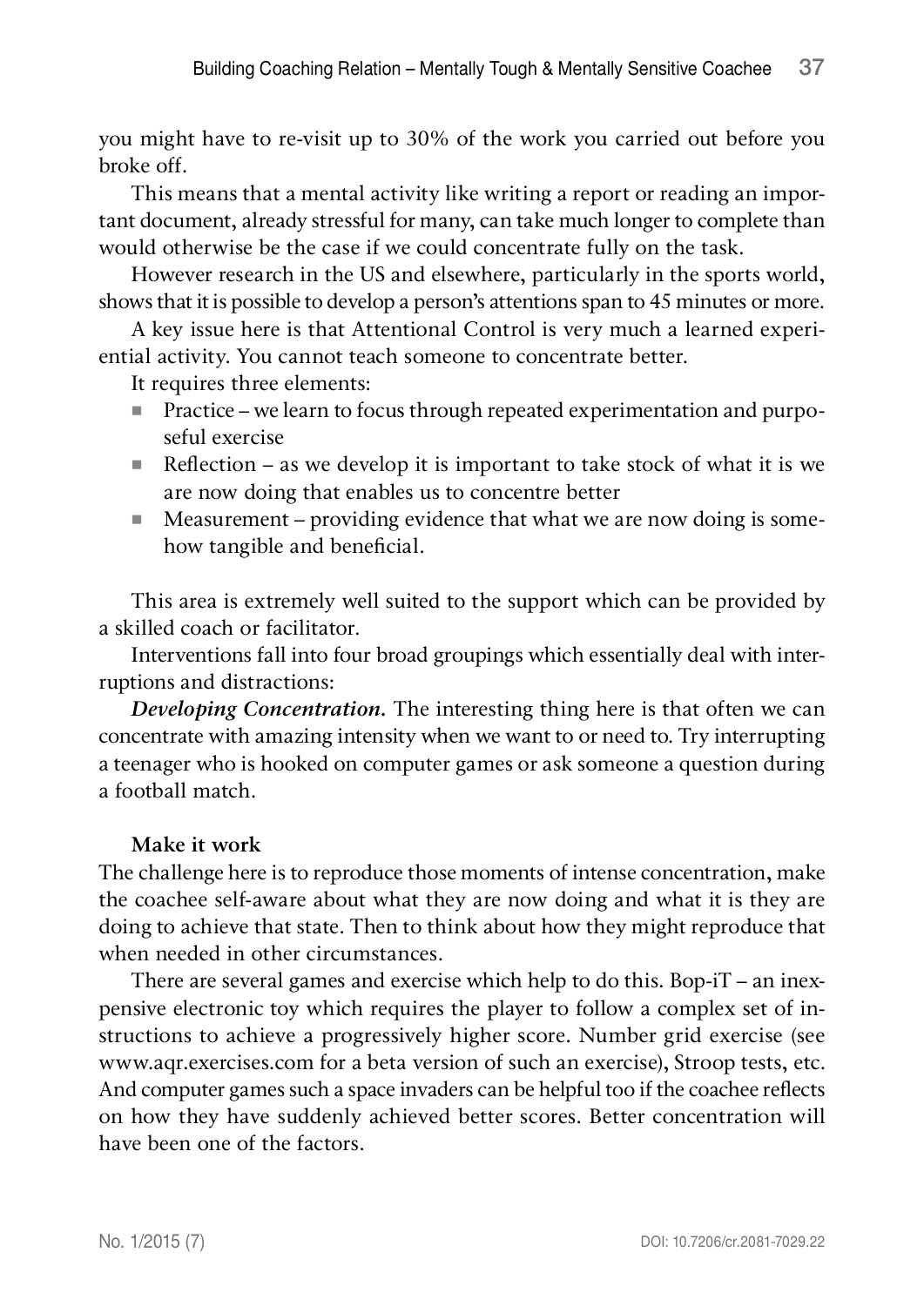you might have to re-visit up to 30% of the work you carried out before you broke off.

This means that a mental activity like writing a report or reading an important document, already stressful for many, can take much longer to complete than would otherwise be the case if we could concentrate fully on the task.

However research in the US and elsewhere, particularly in the sports world, shows that it is possible to develop a person's attentions span to 45 minutes or more.

A key issue here is that Attentional Control is very much a learned experiential activity. You cannot teach someone to concentrate better.

It requires three elements:

- Practice – we learn to focus through repeated experimentation and purposeful exercise
- Reflection – as we develop it is important to take stock of what it is we are now doing that enables us to concentre better
- Measurement – providing evidence that what we are now doing is somehow tangible and beneficial.

This area is extremely well suited to the support which can be provided by a skilled coach or facilitator.

Interventions fall into four broad groupings which essentially deal with interruptions and distractions:

***Developing Concentration.*** The interesting thing here is that often we can concentrate with amazing intensity when we want to or need to. Try interrupting a teenager who is hooked on computer games or ask someone a question during a football match.

**Make it work**

The challenge here is to reproduce those moments of intense concentration, make the coachee self-aware about what they are now doing and what it is they are doing to achieve that state. Then to think about how they might reproduce that when needed in other circumstances.

There are several games and exercise which help to do this. Bop-iT – an inexpensive electronic toy which requires the player to follow a complex set of instructions to achieve a progressively higher score. Number grid exercise (see www.aqr.exercises.com for a beta version of such an exercise), Stroop tests, etc. And computer games such a space invaders can be helpful too if the coachee reflects on how they have suddenly achieved better scores. Better concentration will have been one of the factors.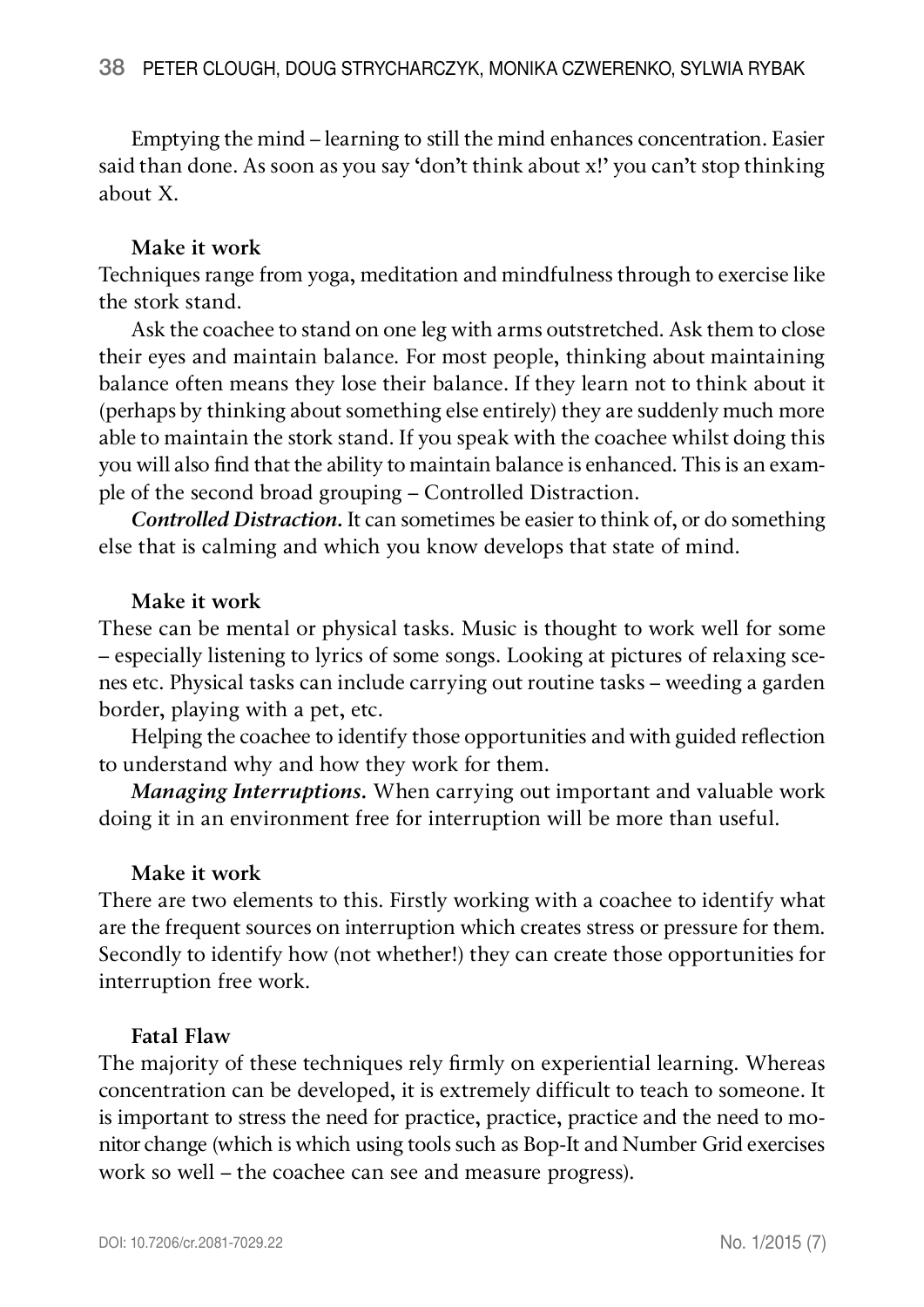Emptying the mind – learning to still the mind enhances concentration. Easier said than done. As soon as you say 'don't think about x!' you can't stop thinking about X.

**Make it work**

Techniques range from yoga, meditation and mindfulness through to exercise like the stork stand.

Ask the coachee to stand on one leg with arms outstretched. Ask them to close their eyes and maintain balance. For most people, thinking about maintaining balance often means they lose their balance. If they learn not to think about it (perhaps by thinking about something else entirely) they are suddenly much more able to maintain the stork stand. If you speak with the coachee whilst doing this you will also find that the ability to maintain balance is enhanced. This is an example of the second broad grouping – Controlled Distraction.

***Controlled Distraction.*** It can sometimes be easier to think of, or do something else that is calming and which you know develops that state of mind.

**Make it work**

These can be mental or physical tasks. Music is thought to work well for some – especially listening to lyrics of some songs. Looking at pictures of relaxing scenes etc. Physical tasks can include carrying out routine tasks – weeding a garden border, playing with a pet, etc.

Helping the coachee to identify those opportunities and with guided reflection to understand why and how they work for them.

***Managing Interruptions.*** When carrying out important and valuable work doing it in an environment free for interruption will be more than useful.

**Make it work**

There are two elements to this. Firstly working with a coachee to identify what are the frequent sources on interruption which creates stress or pressure for them. Secondly to identify how (not whether!) they can create those opportunities for interruption free work.

**Fatal Flaw**

The majority of these techniques rely firmly on experiential learning. Whereas concentration can be developed, it is extremely difficult to teach to someone. It is important to stress the need for practice, practice, practice and the need to monitor change (which is which using tools such as Bop-It and Number Grid exercises work so well – the coachee can see and measure progress).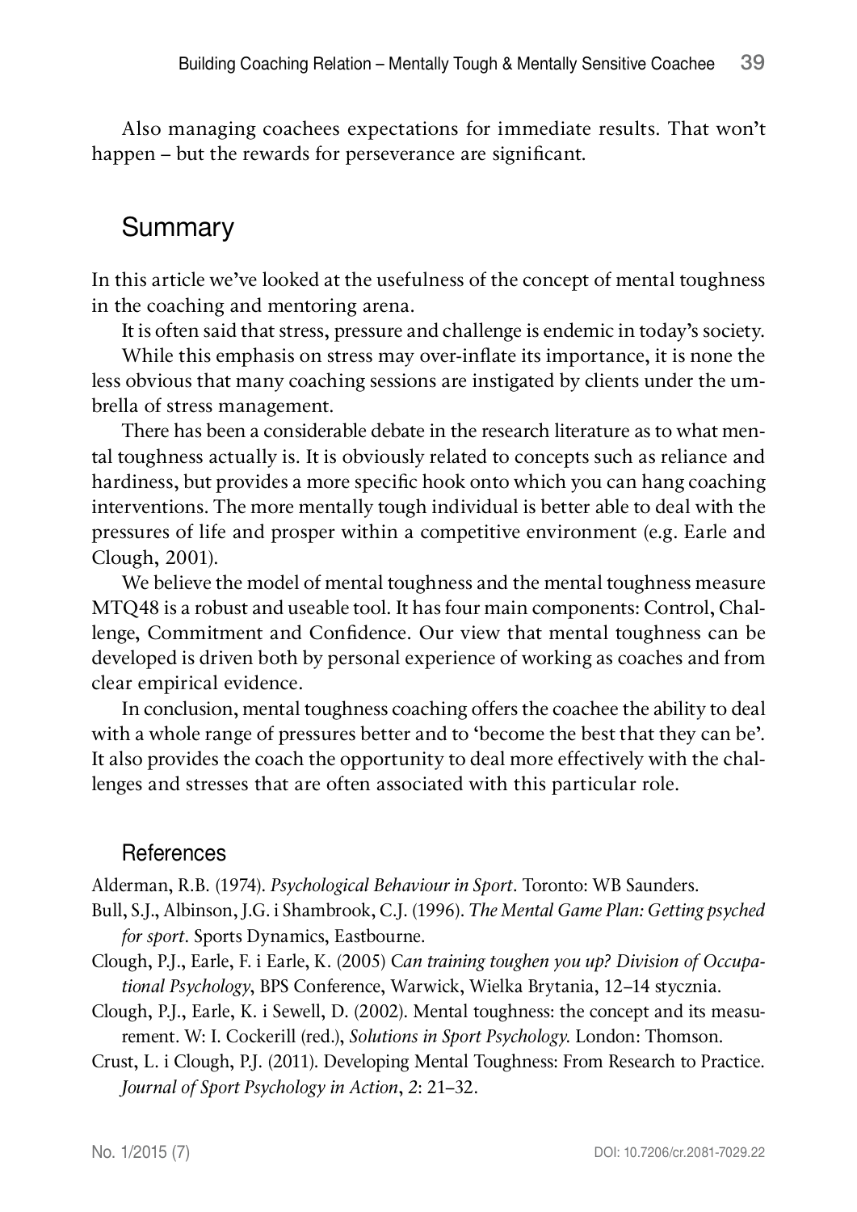Also managing coachees expectations for immediate results. That won't happen – but the rewards for perseverance are significant.

## Summary

In this article we've looked at the usefulness of the concept of mental toughness in the coaching and mentoring arena.

It is often said that stress, pressure and challenge is endemic in today's society.

While this emphasis on stress may over-inflate its importance, it is none the less obvious that many coaching sessions are instigated by clients under the umbrella of stress management.

There has been a considerable debate in the research literature as to what mental toughness actually is. It is obviously related to concepts such as reliance and hardiness, but provides a more specific hook onto which you can hang coaching interventions. The more mentally tough individual is better able to deal with the pressures of life and prosper within a competitive environment (e.g. Earle and Clough, 2001).

We believe the model of mental toughness and the mental toughness measure MTQ48 is a robust and useable tool. It has four main components: Control, Challenge, Commitment and Confidence. Our view that mental toughness can be developed is driven both by personal experience of working as coaches and from clear empirical evidence.

In conclusion, mental toughness coaching offers the coachee the ability to deal with a whole range of pressures better and to 'become the best that they can be'. It also provides the coach the opportunity to deal more effectively with the challenges and stresses that are often associated with this particular role.

### References

Alderman, R.B. (1974). *Psychological Behaviour in Sport*. Toronto: WB Saunders.

Bull, S.J., Albinson, J.G. i Shambrook, C.J. (1996). *The Mental Game Plan: Getting psyched for sport*. Sports Dynamics, Eastbourne.

Clough, P.J., Earle, F. i Earle, K. (2005) C*an training toughen you up? Division of Occupational Psychology*, BPS Conference, Warwick, Wielka Brytania, 12–14 stycznia.

Clough, P.J., Earle, K. i Sewell, D. (2002). Mental toughness: the concept and its measurement. W: I. Cockerill (red.), *Solutions in Sport Psychology*. London: Thomson.

Crust, L. i Clough, P.J. (2011). Developing Mental Toughness: From Research to Practice. *Journal of Sport Psychology in Action*, *2*: 21–32.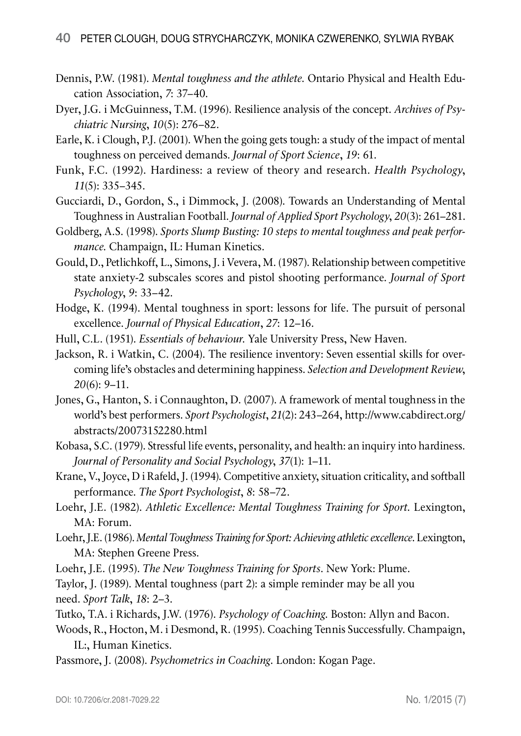Dennis, P.W. (1981). *Mental toughness and the athlete.* Ontario Physical and Health Education Association, *7*: 37–40.

Dyer, J.G. i McGuinness, T.M. (1996). Resilience analysis of the concept. *Archives of Psychiatric Nursing*, *10*(5): 276–82.

Earle, K. i Clough, P.J. (2001). When the going gets tough: a study of the impact of mental toughness on perceived demands. *Journal of Sport Science*, *19*: 61.

Funk, F.C. (1992). Hardiness: a review of theory and research. *Health Psychology*, *11*(5): 335–345.

Gucciardi, D., Gordon, S., i Dimmock, J. (2008). Towards an Understanding of Mental Toughness in Australian Football. *Journal of Applied Sport Psychology*, *20*(3): 261–281.

Goldberg, A.S. (1998). *Sports Slump Busting: 10 steps to mental toughness and peak performance.* Champaign, IL: Human Kinetics.

Gould, D., Petlichkoff, L., Simons, J. i Vevera, M. (1987). Relationship between competitive state anxiety-2 subscales scores and pistol shooting performance. *Journal of Sport Psychology*, *9*: 33–42.

Hodge, K. (1994). Mental toughness in sport: lessons for life. The pursuit of personal excellence. *Journal of Physical Education*, *27*: 12–16.

Hull, C.L. (1951). *Essentials of behaviour.* Yale University Press, New Haven.

Jackson, R. i Watkin, C. (2004). The resilience inventory: Seven essential skills for overcoming life's obstacles and determining happiness. *Selection and Development Review*, *20*(6): 9–11.

Jones, G., Hanton, S. i Connaughton, D. (2007). A framework of mental toughness in the world's best performers. *Sport Psychologist*, *21*(2): 243–264, http://www.cabdirect.org/abstracts/20073152280.html

Kobasa, S.C. (1979). Stressful life events, personality, and health: an inquiry into hardiness. *Journal of Personality and Social Psychology*, *37*(1): 1–11.

Krane, V., Joyce, D i Rafeld, J. (1994). Competitive anxiety, situation criticality, and softball performance. *The Sport Psychologist*, *8*: 58–72.

Loehr, J.E. (1982). *Athletic Excellence: Mental Toughness Training for Sport.* Lexington, MA: Forum.

Loehr, J.E. (1986). *Mental Toughness Training for Sport: Achieving athletic excellence.* Lexington, MA: Stephen Greene Press.

Loehr, J.E. (1995). *The New Toughness Training for Sports*. New York: Plume.

Taylor, J. (1989). Mental toughness (part 2): a simple reminder may be all you need. *Sport Talk*, *18*: 2–3.

Tutko, T.A. i Richards, J.W. (1976). *Psychology of Coaching.* Boston: Allyn and Bacon.

Woods, R., Hocton, M. i Desmond, R. (1995). Coaching Tennis Successfully. Champaign, IL:, Human Kinetics.

Passmore, J. (2008). *Psychometrics in Coaching.* London: Kogan Page.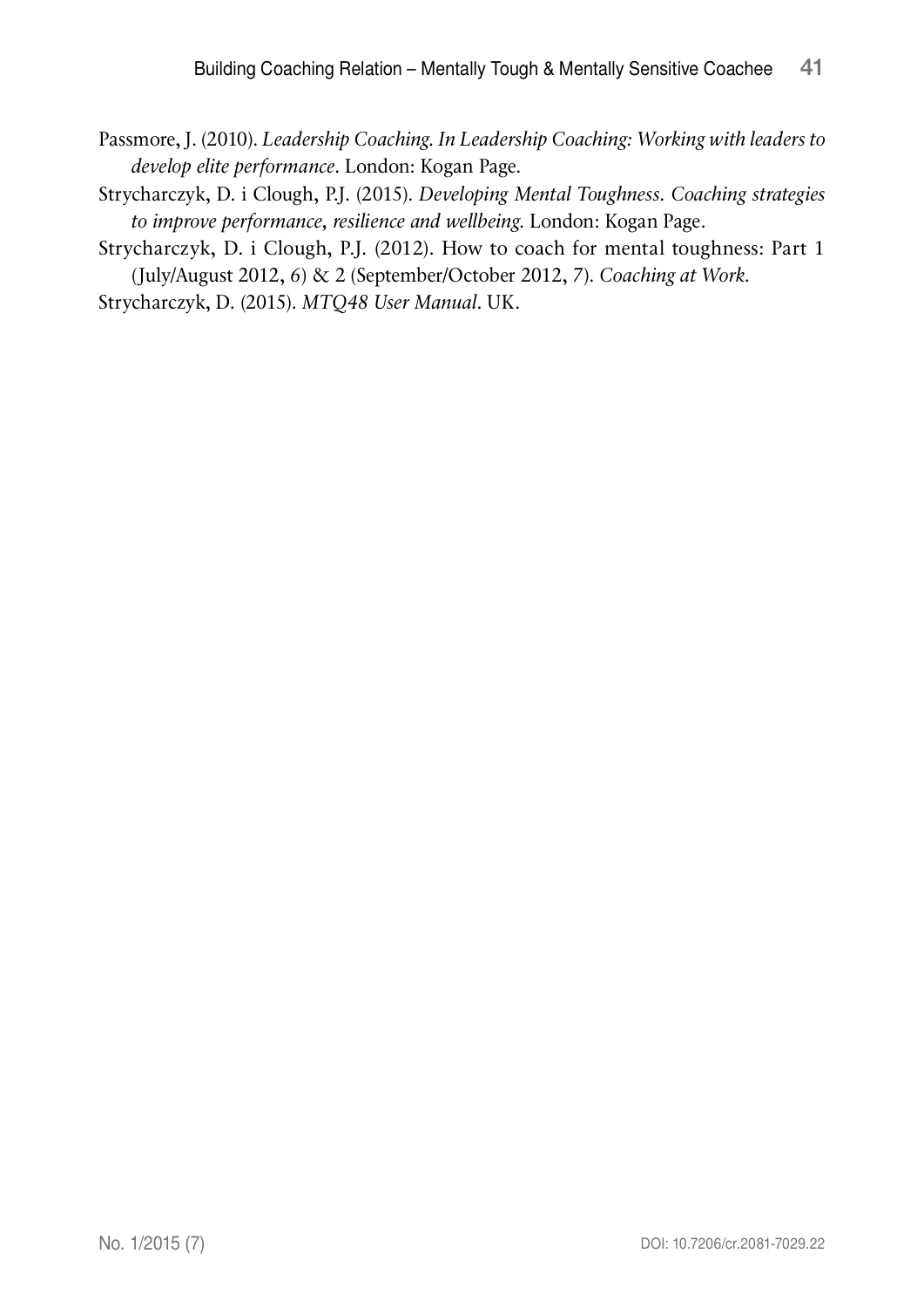Passmore, J. (2010). *Leadership Coaching. In Leadership Coaching: Working with leaders to develop elite performance*. London: Kogan Page.

Strycharczyk, D. i Clough, P.J. (2015). *Developing Mental Toughness. Coaching strategies to improve performance, resilience and wellbeing.* London: Kogan Page.

Strycharczyk, D. i Clough, P.J. (2012). How to coach for mental toughness: Part 1 (July/August 2012, *6*) & 2 (September/October 2012, *7*). *Coaching at Work.*

Strycharczyk, D. (2015). *MTQ48 User Manual*. UK.